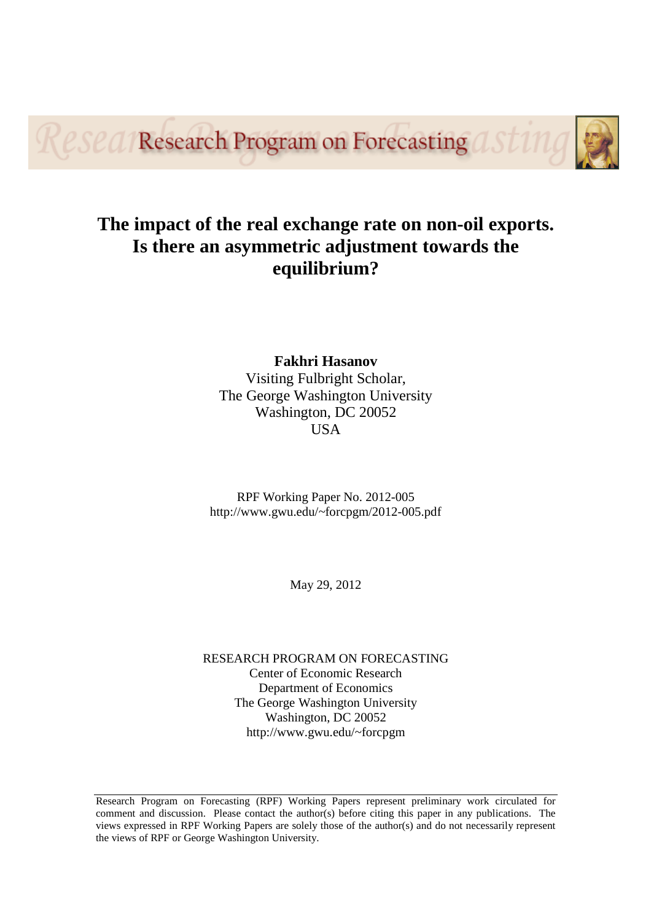Research Program on Forecasting

# The impact of the real exchange rate on non-oil exports. Is there an asymmetric adjustment towards the equilibrium?

**Fakhri Hasanov**
Visiting Fulbright Scholar,
The George Washington University
Washington, DC 20052
USA

RPF Working Paper No. 2012-005
http://www.gwu.edu/~forcpgm/2012-005.pdf

May 29, 2012

RESEARCH PROGRAM ON FORECASTING
Center of Economic Research
Department of Economics
The George Washington University
Washington, DC 20052
http://www.gwu.edu/~forcpgm

---

Research Program on Forecasting (RPF) Working Papers represent preliminary work circulated for comment and discussion. Please contact the author(s) before citing this paper in any publications. The views expressed in RPF Working Papers are solely those of the author(s) and do not necessarily represent the views of RPF or George Washington University.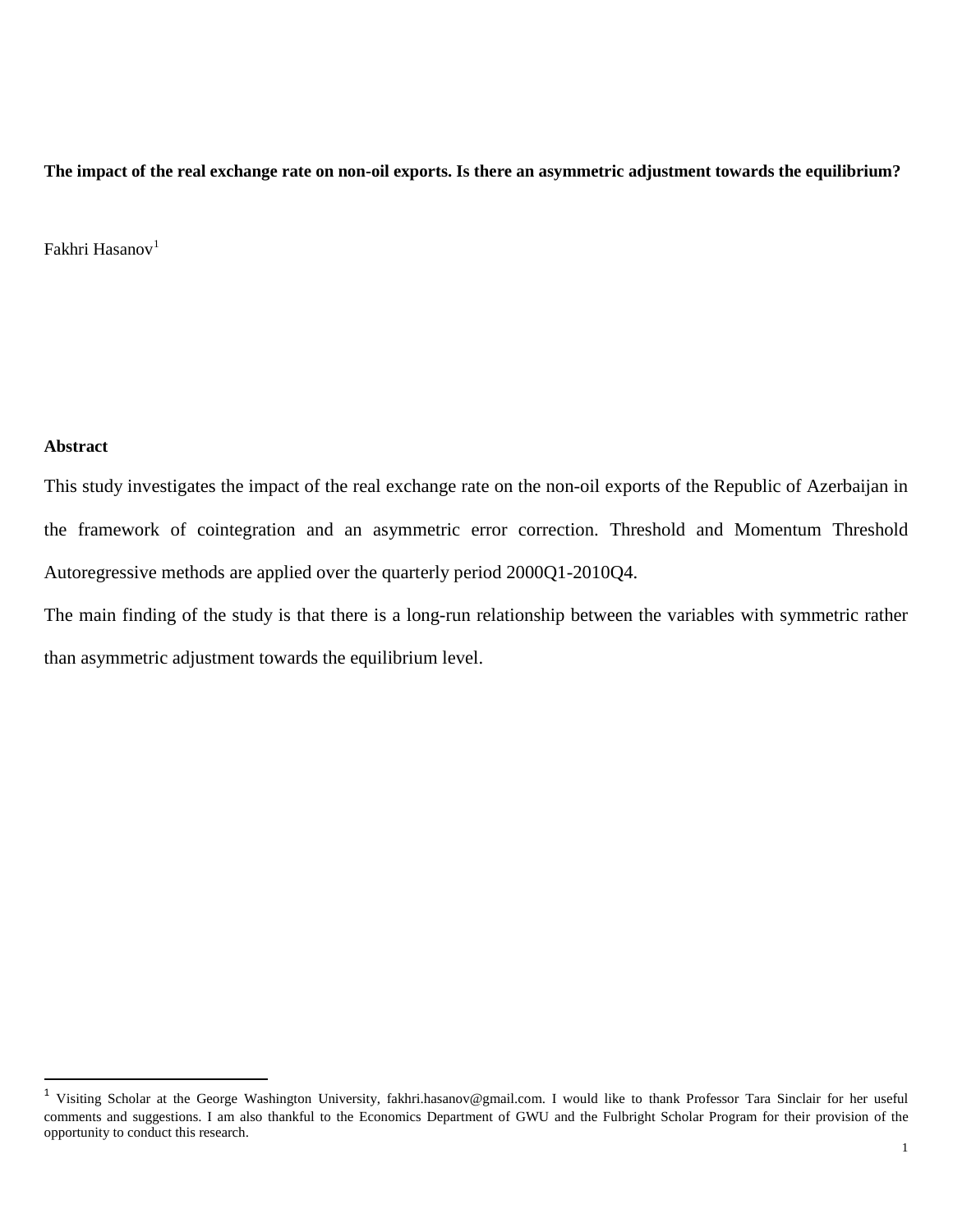**The impact of the real exchange rate on non-oil exports. Is there an asymmetric adjustment towards the equilibrium?**

Fakhri Hasanov[1]

**Abstract**

This study investigates the impact of the real exchange rate on the non-oil exports of the Republic of Azerbaijan in the framework of cointegration and an asymmetric error correction. Threshold and Momentum Threshold Autoregressive methods are applied over the quarterly period 2000Q1-2010Q4.

The main finding of the study is that there is a long-run relationship between the variables with symmetric rather than asymmetric adjustment towards the equilibrium level.

[1] Visiting Scholar at the George Washington University, fakhri.hasanov@gmail.com. I would like to thank Professor Tara Sinclair for her useful comments and suggestions. I am also thankful to the Economics Department of GWU and the Fulbright Scholar Program for their provision of the opportunity to conduct this research.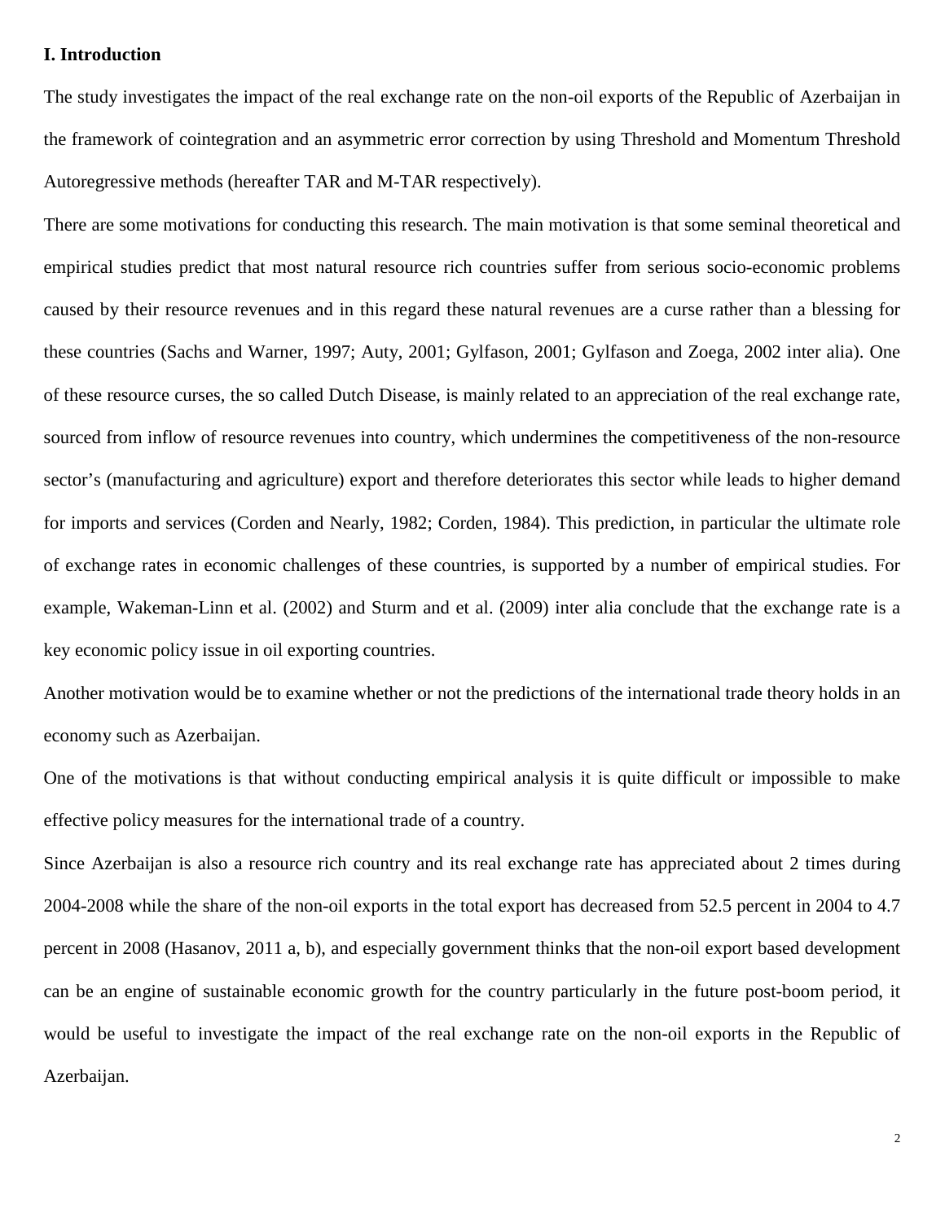## I. Introduction

The study investigates the impact of the real exchange rate on the non-oil exports of the Republic of Azerbaijan in the framework of cointegration and an asymmetric error correction by using Threshold and Momentum Threshold Autoregressive methods (hereafter TAR and M-TAR respectively).

There are some motivations for conducting this research. The main motivation is that some seminal theoretical and empirical studies predict that most natural resource rich countries suffer from serious socio-economic problems caused by their resource revenues and in this regard these natural revenues are a curse rather than a blessing for these countries (Sachs and Warner, 1997; Auty, 2001; Gylfason, 2001; Gylfason and Zoega, 2002 inter alia). One of these resource curses, the so called Dutch Disease, is mainly related to an appreciation of the real exchange rate, sourced from inflow of resource revenues into country, which undermines the competitiveness of the non-resource sector's (manufacturing and agriculture) export and therefore deteriorates this sector while leads to higher demand for imports and services (Corden and Nearly, 1982; Corden, 1984). This prediction, in particular the ultimate role of exchange rates in economic challenges of these countries, is supported by a number of empirical studies. For example, Wakeman-Linn et al. (2002) and Sturm and et al. (2009) inter alia conclude that the exchange rate is a key economic policy issue in oil exporting countries.

Another motivation would be to examine whether or not the predictions of the international trade theory holds in an economy such as Azerbaijan.

One of the motivations is that without conducting empirical analysis it is quite difficult or impossible to make effective policy measures for the international trade of a country.

Since Azerbaijan is also a resource rich country and its real exchange rate has appreciated about 2 times during 2004-2008 while the share of the non-oil exports in the total export has decreased from 52.5 percent in 2004 to 4.7 percent in 2008 (Hasanov, 2011 a, b), and especially government thinks that the non-oil export based development can be an engine of sustainable economic growth for the country particularly in the future post-boom period, it would be useful to investigate the impact of the real exchange rate on the non-oil exports in the Republic of Azerbaijan.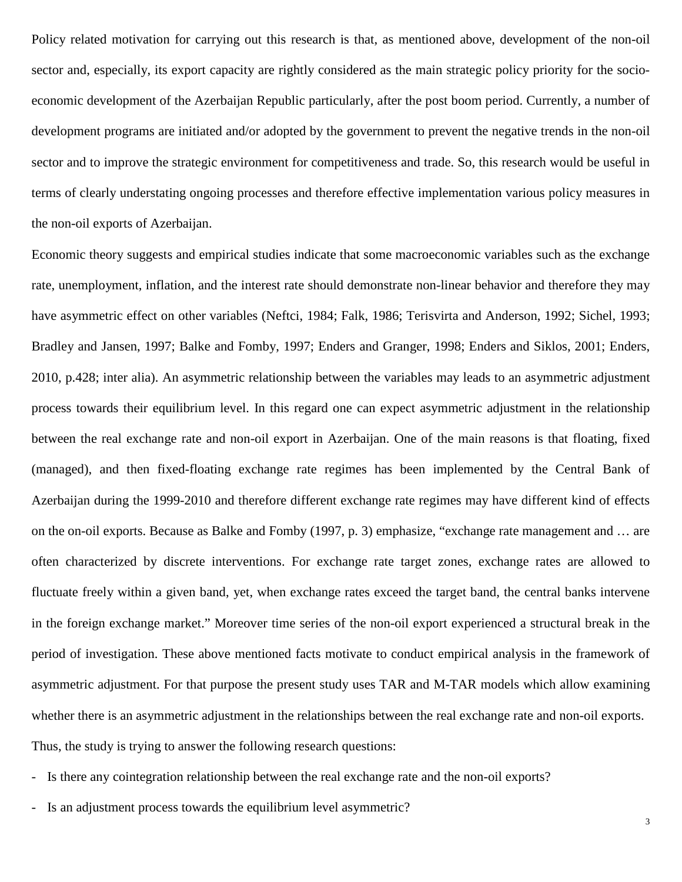Policy related motivation for carrying out this research is that, as mentioned above, development of the non-oil sector and, especially, its export capacity are rightly considered as the main strategic policy priority for the socio-economic development of the Azerbaijan Republic particularly, after the post boom period. Currently, a number of development programs are initiated and/or adopted by the government to prevent the negative trends in the non-oil sector and to improve the strategic environment for competitiveness and trade. So, this research would be useful in terms of clearly understating ongoing processes and therefore effective implementation various policy measures in the non-oil exports of Azerbaijan.

Economic theory suggests and empirical studies indicate that some macroeconomic variables such as the exchange rate, unemployment, inflation, and the interest rate should demonstrate non-linear behavior and therefore they may have asymmetric effect on other variables (Neftci, 1984; Falk, 1986; Terisvirta and Anderson, 1992; Sichel, 1993; Bradley and Jansen, 1997; Balke and Fomby, 1997; Enders and Granger, 1998; Enders and Siklos, 2001; Enders, 2010, p.428; inter alia). An asymmetric relationship between the variables may leads to an asymmetric adjustment process towards their equilibrium level. In this regard one can expect asymmetric adjustment in the relationship between the real exchange rate and non-oil export in Azerbaijan. One of the main reasons is that floating, fixed (managed), and then fixed-floating exchange rate regimes has been implemented by the Central Bank of Azerbaijan during the 1999-2010 and therefore different exchange rate regimes may have different kind of effects on the on-oil exports. Because as Balke and Fomby (1997, p. 3) emphasize, "exchange rate management and … are often characterized by discrete interventions. For exchange rate target zones, exchange rates are allowed to fluctuate freely within a given band, yet, when exchange rates exceed the target band, the central banks intervene in the foreign exchange market." Moreover time series of the non-oil export experienced a structural break in the period of investigation. These above mentioned facts motivate to conduct empirical analysis in the framework of asymmetric adjustment. For that purpose the present study uses TAR and M-TAR models which allow examining whether there is an asymmetric adjustment in the relationships between the real exchange rate and non-oil exports.

Thus, the study is trying to answer the following research questions:

- Is there any cointegration relationship between the real exchange rate and the non-oil exports?
- Is an adjustment process towards the equilibrium level asymmetric?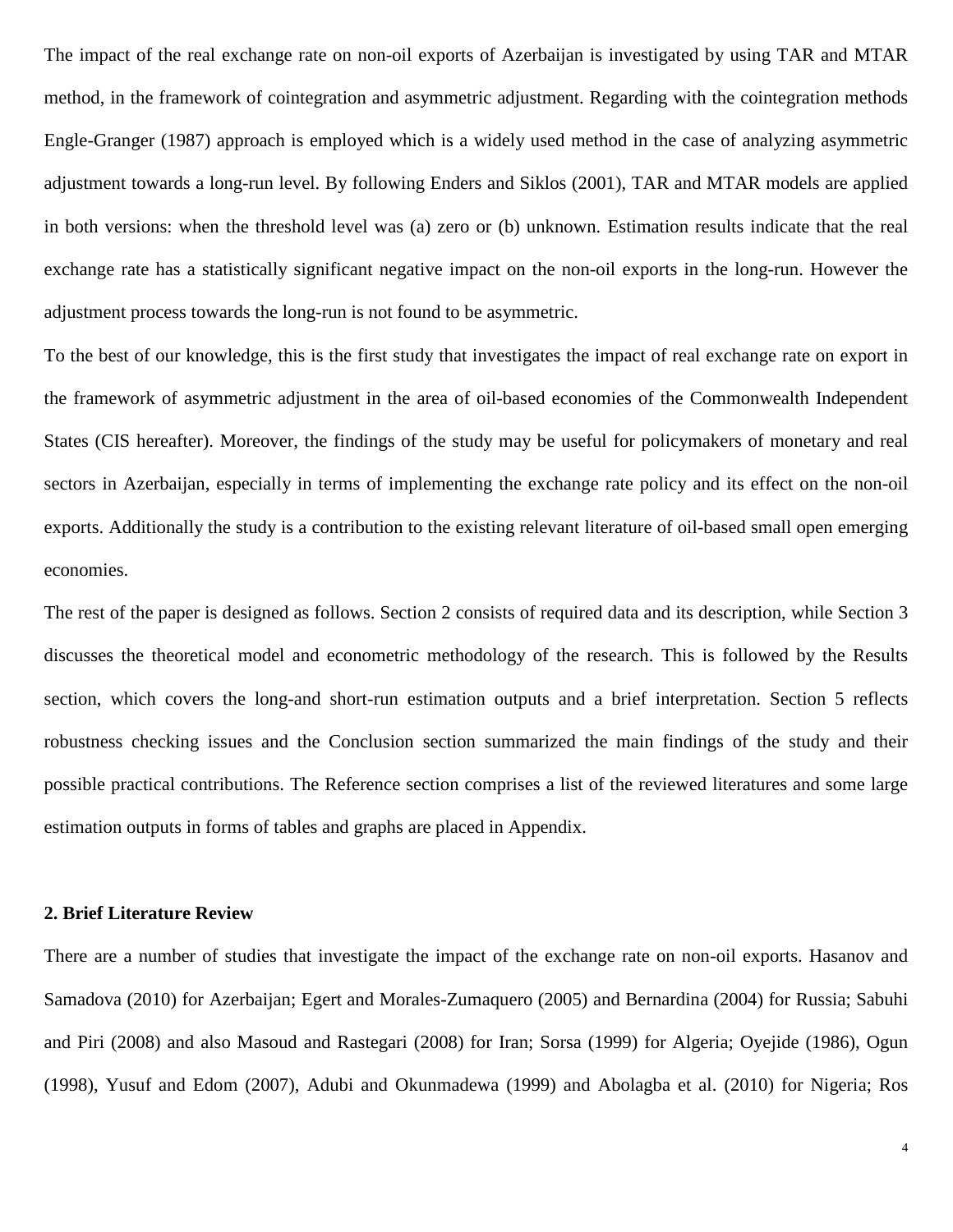The impact of the real exchange rate on non-oil exports of Azerbaijan is investigated by using TAR and MTAR method, in the framework of cointegration and asymmetric adjustment. Regarding with the cointegration methods Engle-Granger (1987) approach is employed which is a widely used method in the case of analyzing asymmetric adjustment towards a long-run level. By following Enders and Siklos (2001), TAR and MTAR models are applied in both versions: when the threshold level was (a) zero or (b) unknown. Estimation results indicate that the real exchange rate has a statistically significant negative impact on the non-oil exports in the long-run. However the adjustment process towards the long-run is not found to be asymmetric.

To the best of our knowledge, this is the first study that investigates the impact of real exchange rate on export in the framework of asymmetric adjustment in the area of oil-based economies of the Commonwealth Independent States (CIS hereafter). Moreover, the findings of the study may be useful for policymakers of monetary and real sectors in Azerbaijan, especially in terms of implementing the exchange rate policy and its effect on the non-oil exports. Additionally the study is a contribution to the existing relevant literature of oil-based small open emerging economies.

The rest of the paper is designed as follows. Section 2 consists of required data and its description, while Section 3 discusses the theoretical model and econometric methodology of the research. This is followed by the Results section, which covers the long-and short-run estimation outputs and a brief interpretation. Section 5 reflects robustness checking issues and the Conclusion section summarized the main findings of the study and their possible practical contributions. The Reference section comprises a list of the reviewed literatures and some large estimation outputs in forms of tables and graphs are placed in Appendix.

## 2. Brief Literature Review

There are a number of studies that investigate the impact of the exchange rate on non-oil exports. Hasanov and Samadova (2010) for Azerbaijan; Egert and Morales-Zumaquero (2005) and Bernardina (2004) for Russia; Sabuhi and Piri (2008) and also Masoud and Rastegari (2008) for Iran; Sorsa (1999) for Algeria; Oyejide (1986), Ogun (1998), Yusuf and Edom (2007), Adubi and Okunmadewa (1999) and Abolagba et al. (2010) for Nigeria; Ros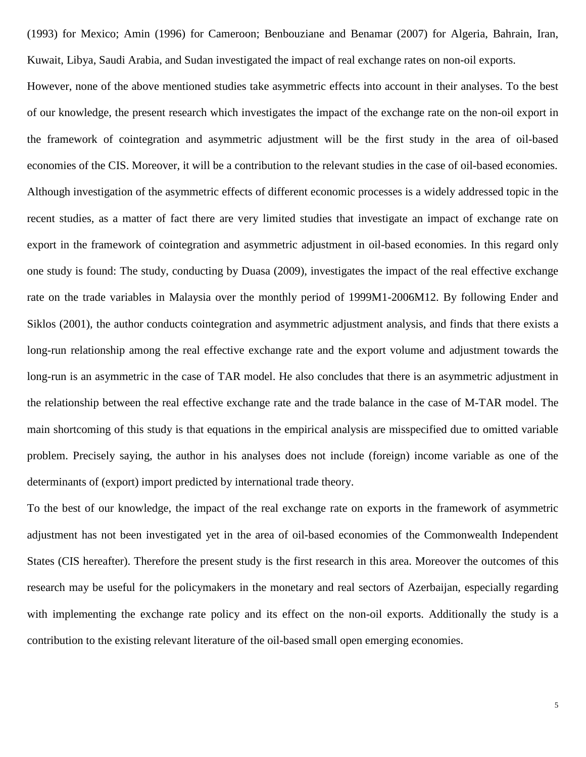(1993) for Mexico; Amin (1996) for Cameroon; Benbouziane and Benamar (2007) for Algeria, Bahrain, Iran, Kuwait, Libya, Saudi Arabia, and Sudan investigated the impact of real exchange rates on non-oil exports.

However, none of the above mentioned studies take asymmetric effects into account in their analyses. To the best of our knowledge, the present research which investigates the impact of the exchange rate on the non-oil export in the framework of cointegration and asymmetric adjustment will be the first study in the area of oil-based economies of the CIS. Moreover, it will be a contribution to the relevant studies in the case of oil-based economies.

Although investigation of the asymmetric effects of different economic processes is a widely addressed topic in the recent studies, as a matter of fact there are very limited studies that investigate an impact of exchange rate on export in the framework of cointegration and asymmetric adjustment in oil-based economies. In this regard only one study is found: The study, conducting by Duasa (2009), investigates the impact of the real effective exchange rate on the trade variables in Malaysia over the monthly period of 1999M1-2006M12. By following Ender and Siklos (2001), the author conducts cointegration and asymmetric adjustment analysis, and finds that there exists a long-run relationship among the real effective exchange rate and the export volume and adjustment towards the long-run is an asymmetric in the case of TAR model. He also concludes that there is an asymmetric adjustment in the relationship between the real effective exchange rate and the trade balance in the case of M-TAR model. The main shortcoming of this study is that equations in the empirical analysis are misspecified due to omitted variable problem. Precisely saying, the author in his analyses does not include (foreign) income variable as one of the determinants of (export) import predicted by international trade theory.

To the best of our knowledge, the impact of the real exchange rate on exports in the framework of asymmetric adjustment has not been investigated yet in the area of oil-based economies of the Commonwealth Independent States (CIS hereafter). Therefore the present study is the first research in this area. Moreover the outcomes of this research may be useful for the policymakers in the monetary and real sectors of Azerbaijan, especially regarding with implementing the exchange rate policy and its effect on the non-oil exports. Additionally the study is a contribution to the existing relevant literature of the oil-based small open emerging economies.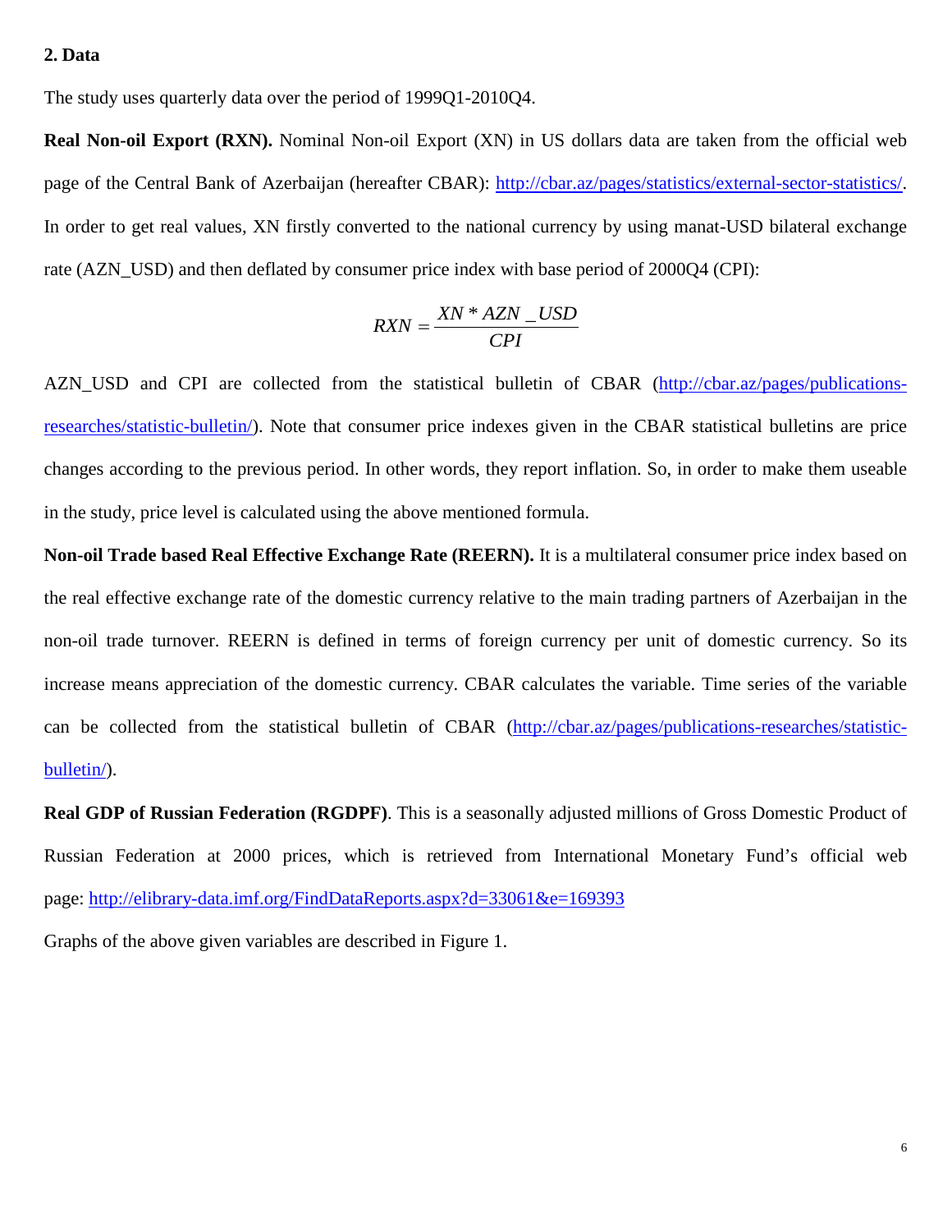## 2. Data

The study uses quarterly data over the period of 1999Q1-2010Q4.

**Real Non-oil Export (RXN).** Nominal Non-oil Export (XN) in US dollars data are taken from the official web page of the Central Bank of Azerbaijan (hereafter CBAR): [http://cbar.az/pages/statistics/external-sector-statistics/](http://cbar.az/pages/statistics/external-sector-statistics/). In order to get real values, XN firstly converted to the national currency by using manat-USD bilateral exchange rate (AZN_USD) and then deflated by consumer price index with base period of 2000Q4 (CPI):

$$RXN = \frac{XN * AZN\_USD}{CPI}$$

AZN_USD and CPI are collected from the statistical bulletin of CBAR ([http://cbar.az/pages/publications-researches/statistic-bulletin/](http://cbar.az/pages/publications-researches/statistic-bulletin/)). Note that consumer price indexes given in the CBAR statistical bulletins are price changes according to the previous period. In other words, they report inflation. So, in order to make them useable in the study, price level is calculated using the above mentioned formula.

**Non-oil Trade based Real Effective Exchange Rate (REERN).** It is a multilateral consumer price index based on the real effective exchange rate of the domestic currency relative to the main trading partners of Azerbaijan in the non-oil trade turnover. REERN is defined in terms of foreign currency per unit of domestic currency. So its increase means appreciation of the domestic currency. CBAR calculates the variable. Time series of the variable can be collected from the statistical bulletin of CBAR ([http://cbar.az/pages/publications-researches/statistic-bulletin/](http://cbar.az/pages/publications-researches/statistic-bulletin/)).

**Real GDP of Russian Federation (RGDPF)**. This is a seasonally adjusted millions of Gross Domestic Product of Russian Federation at 2000 prices, which is retrieved from International Monetary Fund's official web page: [http://elibrary-data.imf.org/FindDataReports.aspx?d=33061&e=169393](http://elibrary-data.imf.org/FindDataReports.aspx?d=33061&e=169393)

Graphs of the above given variables are described in Figure 1.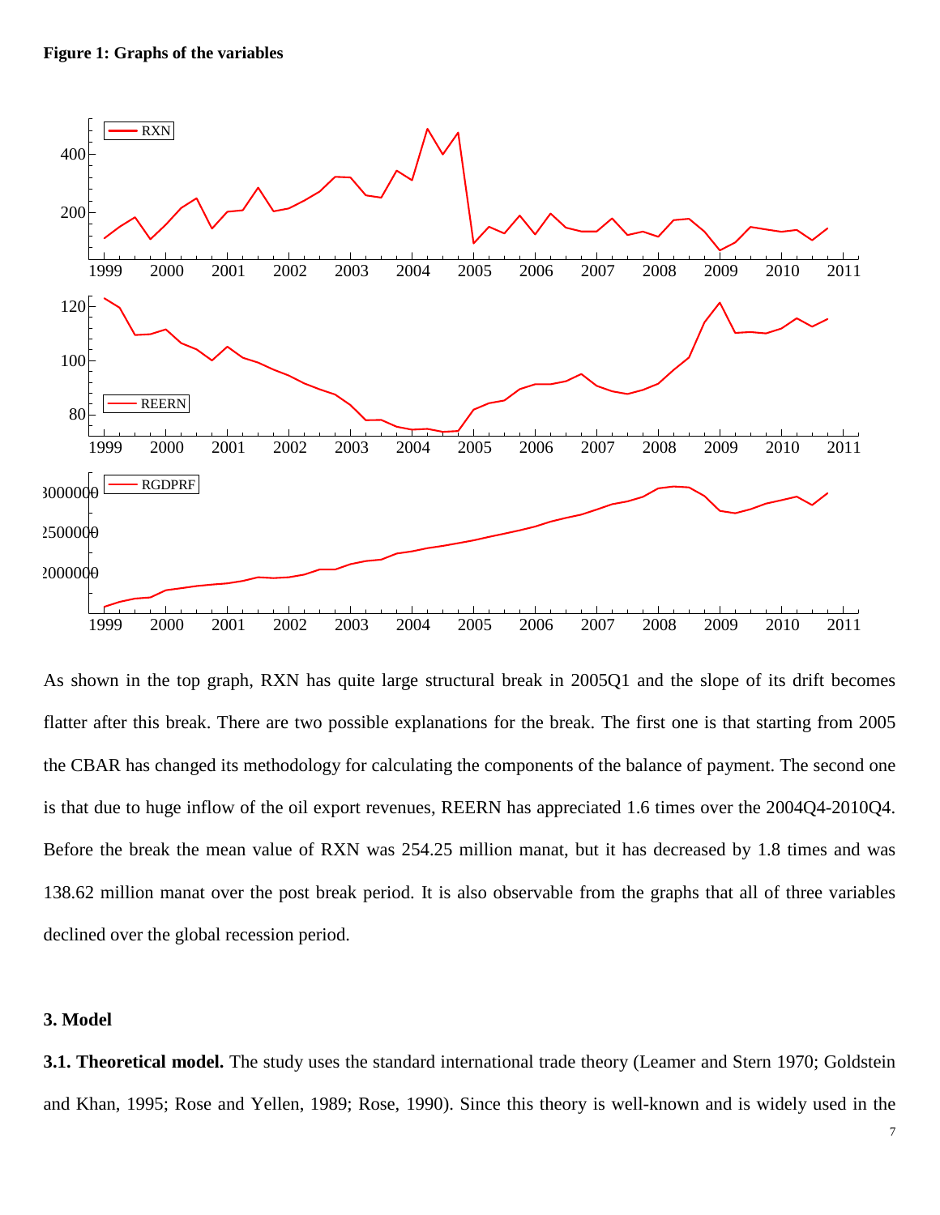**Figure 1: Graphs of the variables**

As shown in the top graph, RXN has quite large structural break in 2005Q1 and the slope of its drift becomes flatter after this break. There are two possible explanations for the break. The first one is that starting from 2005 the CBAR has changed its methodology for calculating the components of the balance of payment. The second one is that due to huge inflow of the oil export revenues, REERN has appreciated 1.6 times over the 2004Q4-2010Q4. Before the break the mean value of RXN was 254.25 million manat, but it has decreased by 1.8 times and was 138.62 million manat over the post break period. It is also observable from the graphs that all of three variables declined over the global recession period.

## 3. Model

**3.1. Theoretical model.** The study uses the standard international trade theory (Leamer and Stern 1970; Goldstein and Khan, 1995; Rose and Yellen, 1989; Rose, 1990). Since this theory is well-known and is widely used in the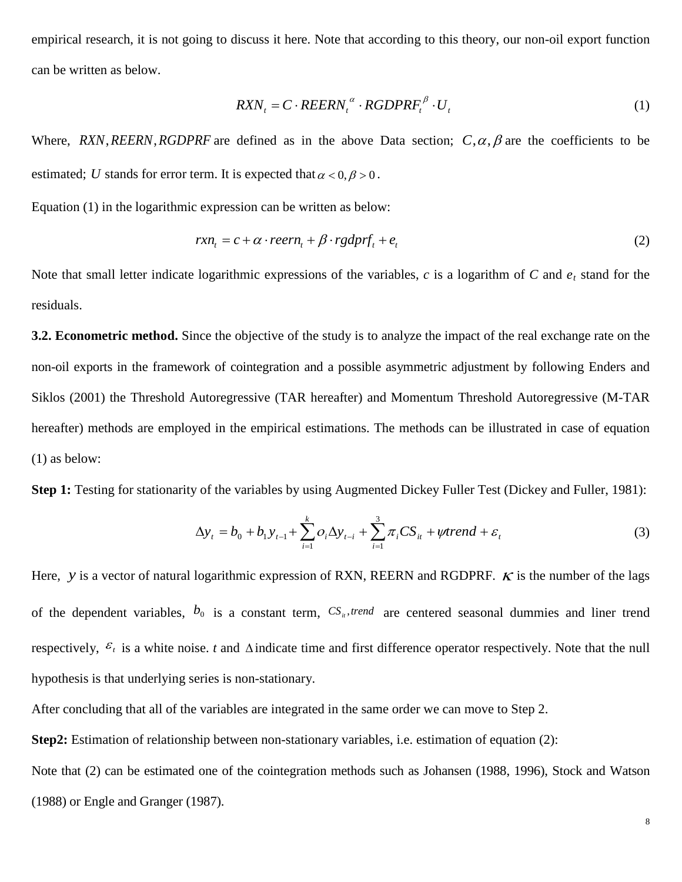empirical research, it is not going to discuss it here. Note that according to this theory, our non-oil export function can be written as below.

$$RXN_t = C \cdot REERN_t^{\alpha} \cdot RGDPRF_t^{\beta} \cdot U_t \tag{1}$$

Where, $RXN, REERN, RGDPRF$ are defined as in the above Data section; $C, \alpha, \beta$ are the coefficients to be estimated; $U$ stands for error term. It is expected that $\alpha < 0, \beta > 0$.

Equation (1) in the logarithmic expression can be written as below:

$$rxn_t = c + \alpha \cdot reern_t + \beta \cdot rgdprf_t + e_t \tag{2}$$

Note that small letter indicate logarithmic expressions of the variables, $c$ is a logarithm of $C$ and $e_t$ stand for the residuals.

**3.2. Econometric method.** Since the objective of the study is to analyze the impact of the real exchange rate on the non-oil exports in the framework of cointegration and a possible asymmetric adjustment by following Enders and Siklos (2001) the Threshold Autoregressive (TAR hereafter) and Momentum Threshold Autoregressive (M-TAR hereafter) methods are employed in the empirical estimations. The methods can be illustrated in case of equation (1) as below:

**Step 1:** Testing for stationarity of the variables by using Augmented Dickey Fuller Test (Dickey and Fuller, 1981):

$$\Delta y_t = b_0 + b_1 y_{t-1} + \sum_{i=1}^{k} o_i \Delta y_{t-i} + \sum_{i=1}^{3} \pi_i CS_{it} + \psi trend + \varepsilon_t \tag{3}$$

Here, $y$ is a vector of natural logarithmic expression of RXN, REERN and RGDPRF. $\kappa$ is the number of the lags of the dependent variables, $b_0$ is a constant term, $CS_{it}, trend$ are centered seasonal dummies and liner trend respectively, $\varepsilon_t$ is a white noise. $t$ and $\Delta$ indicate time and first difference operator respectively. Note that the null hypothesis is that underlying series is non-stationary.

After concluding that all of the variables are integrated in the same order we can move to Step 2.

**Step2:** Estimation of relationship between non-stationary variables, i.e. estimation of equation (2):

Note that (2) can be estimated one of the cointegration methods such as Johansen (1988, 1996), Stock and Watson (1988) or Engle and Granger (1987).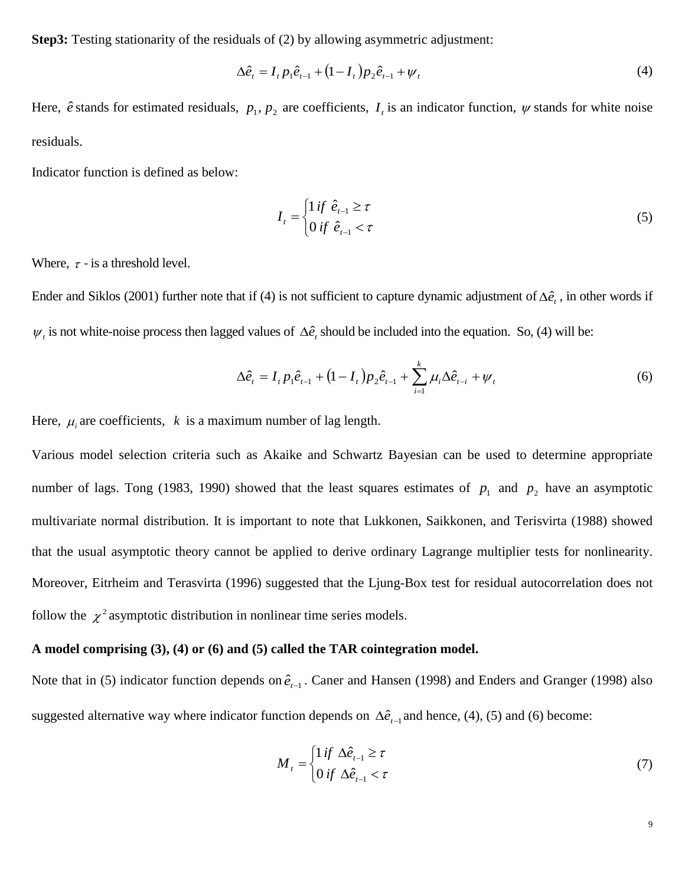**Step3:** Testing stationarity of the residuals of (2) by allowing asymmetric adjustment:

$$\Delta\hat{e}_t = I_t p_1 \hat{e}_{t-1} + (1 - I_t) p_2 \hat{e}_{t-1} + \psi_t \tag{4}$$

Here, $\hat{e}$ stands for estimated residuals, $p_1, p_2$ are coefficients, $I_t$ is an indicator function, $\psi$ stands for white noise residuals.

Indicator function is defined as below:

$$I_t = \begin{cases} 1 \; if \; \hat{e}_{t-1} \geq \tau \\ 0 \; if \; \hat{e}_{t-1} < \tau \end{cases} \tag{5}$$

Where, $\tau$ - is a threshold level.

Ender and Siklos (2001) further note that if (4) is not sufficient to capture dynamic adjustment of $\Delta\hat{e}_t$, in other words if $\psi_t$ is not white-noise process then lagged values of $\Delta\hat{e}_t$ should be included into the equation. So, (4) will be:

$$\Delta\hat{e}_t = I_t p_1 \hat{e}_{t-1} + (1 - I_t) p_2 \hat{e}_{t-1} + \sum_{i=1}^{k} \mu_i \Delta\hat{e}_{t-i} + \psi_t \tag{6}$$

Here, $\mu_i$ are coefficients, $k$ is a maximum number of lag length.

Various model selection criteria such as Akaike and Schwartz Bayesian can be used to determine appropriate number of lags. Tong (1983, 1990) showed that the least squares estimates of $p_1$ and $p_2$ have an asymptotic multivariate normal distribution. It is important to note that Lukkonen, Saikkonen, and Terisvirta (1988) showed that the usual asymptotic theory cannot be applied to derive ordinary Lagrange multiplier tests for nonlinearity. Moreover, Eitrheim and Terasvirta (1996) suggested that the Ljung-Box test for residual autocorrelation does not follow the $\chi^2$ asymptotic distribution in nonlinear time series models.

**A model comprising (3), (4) or (6) and (5) called the TAR cointegration model.**

Note that in (5) indicator function depends on $\hat{e}_{t-1}$. Caner and Hansen (1998) and Enders and Granger (1998) also suggested alternative way where indicator function depends on $\Delta\hat{e}_{t-1}$ and hence, (4), (5) and (6) become:

$$M_t = \begin{cases} 1 \; if \; \Delta\hat{e}_{t-1} \geq \tau \\ 0 \; if \; \Delta\hat{e}_{t-1} < \tau \end{cases} \tag{7}$$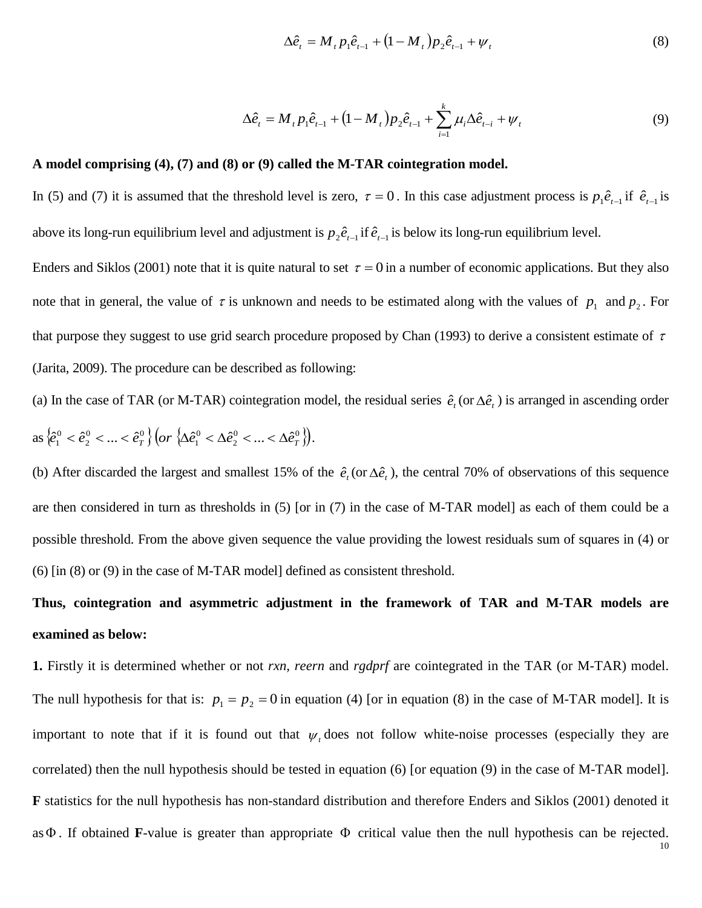$$\Delta\hat{e}_t = M_t p_1 \hat{e}_{t-1} + (1 - M_t) p_2 \hat{e}_{t-1} + \psi_t \tag{8}$$

$$\Delta\hat{e}_t = M_t p_1 \hat{e}_{t-1} + (1 - M_t) p_2 \hat{e}_{t-1} + \sum_{i=1}^{k} \mu_i \Delta\hat{e}_{t-i} + \psi_t \tag{9}$$

**A model comprising (4), (7) and (8) or (9) called the M-TAR cointegration model.**

In (5) and (7) it is assumed that the threshold level is zero, $\tau = 0$. In this case adjustment process is $p_1\hat{e}_{t-1}$ if $\hat{e}_{t-1}$ is above its long-run equilibrium level and adjustment is $p_2\hat{e}_{t-1}$ if $\hat{e}_{t-1}$ is below its long-run equilibrium level.

Enders and Siklos (2001) note that it is quite natural to set $\tau = 0$ in a number of economic applications. But they also note that in general, the value of $\tau$ is unknown and needs to be estimated along with the values of $p_1$ and $p_2$. For that purpose they suggest to use grid search procedure proposed by Chan (1993) to derive a consistent estimate of $\tau$ (Jarita, 2009). The procedure can be described as following:

(a) In the case of TAR (or M-TAR) cointegration model, the residual series $\hat{e}_t$ (or $\Delta\hat{e}_t$) is arranged in ascending order as $\{\hat{e}_1^0 < \hat{e}_2^0 < ... < \hat{e}_T^0\}$ $\left(or\ \{\Delta\hat{e}_1^0 < \Delta\hat{e}_2^0 < ... < \Delta\hat{e}_T^0\}\right)$.

(b) After discarded the largest and smallest 15% of the $\hat{e}_t$ (or $\Delta\hat{e}_t$), the central 70% of observations of this sequence are then considered in turn as thresholds in (5) [or in (7) in the case of M-TAR model] as each of them could be a possible threshold. From the above given sequence the value providing the lowest residuals sum of squares in (4) or (6) [in (8) or (9) in the case of M-TAR model] defined as consistent threshold.

**Thus, cointegration and asymmetric adjustment in the framework of TAR and M-TAR models are examined as below:**

**1.** Firstly it is determined whether or not *rxn*, *reern* and *rgdprf* are cointegrated in the TAR (or M-TAR) model. The null hypothesis for that is: $p_1 = p_2 = 0$ in equation (4) [or in equation (8) in the case of M-TAR model]. It is important to note that if it is found out that $\psi_t$ does not follow white-noise processes (especially they are correlated) then the null hypothesis should be tested in equation (6) [or equation (9) in the case of M-TAR model]. **F** statistics for the null hypothesis has non-standard distribution and therefore Enders and Siklos (2001) denoted it as $\Phi$. If obtained **F**-value is greater than appropriate $\Phi$ critical value then the null hypothesis can be rejected.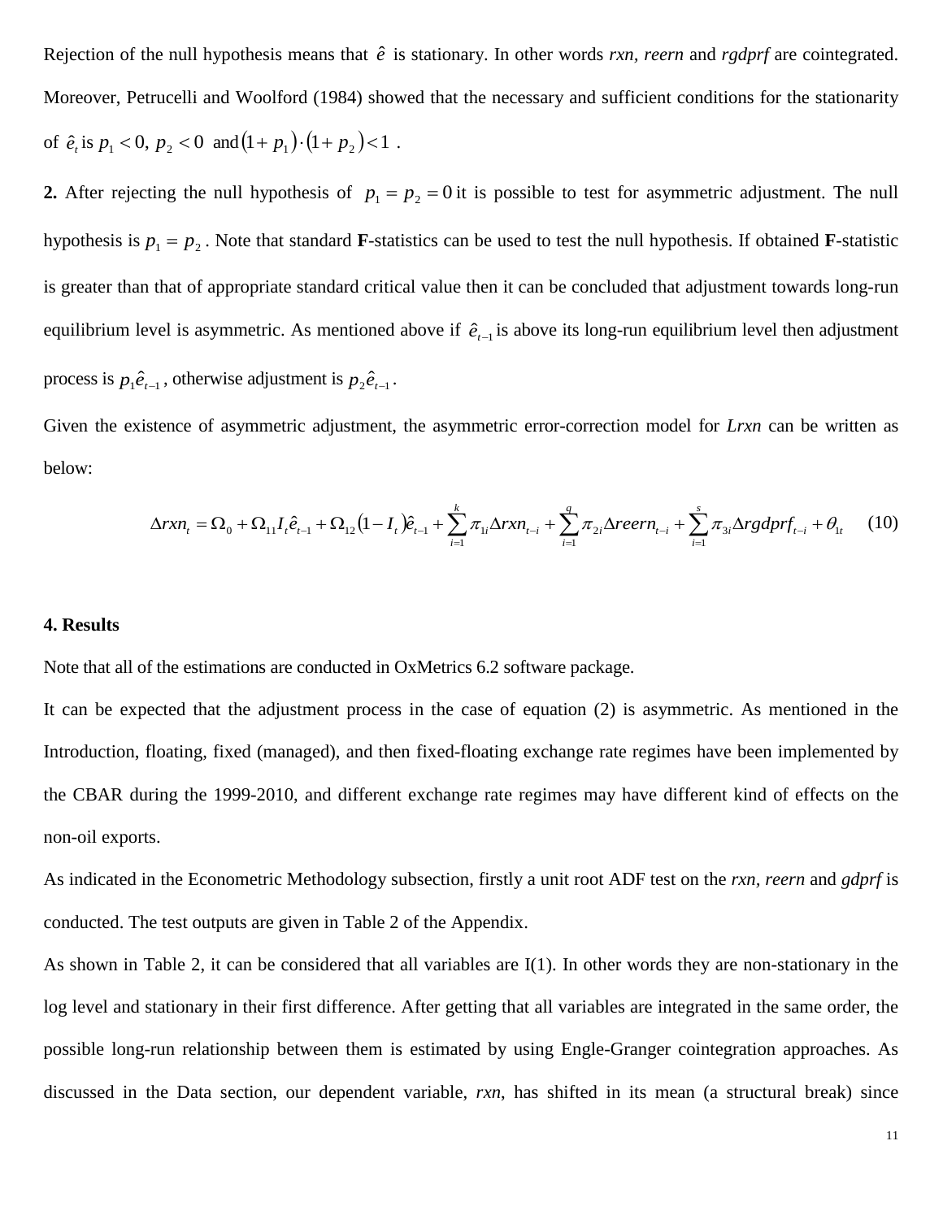Rejection of the null hypothesis means that $\hat{e}$ is stationary. In other words *rxn, reern* and *rgdprf* are cointegrated. Moreover, Petrucelli and Woolford (1984) showed that the necessary and sufficient conditions for the stationarity of $\hat{e}_t$ is $p_1 < 0,\ p_2 < 0$ and $(1+p_1)\cdot(1+p_2)<1$ .

**2.** After rejecting the null hypothesis of $p_1 = p_2 = 0$ it is possible to test for asymmetric adjustment. The null hypothesis is $p_1 = p_2$ . Note that standard **F**-statistics can be used to test the null hypothesis. If obtained **F**-statistic is greater than that of appropriate standard critical value then it can be concluded that adjustment towards long-run equilibrium level is asymmetric. As mentioned above if $\hat{e}_{t-1}$ is above its long-run equilibrium level then adjustment process is $p_1\hat{e}_{t-1}$ , otherwise adjustment is $p_2\hat{e}_{t-1}$ .

Given the existence of asymmetric adjustment, the asymmetric error-correction model for *Lrxn* can be written as below:

$$\Delta rxn_t = \Omega_0 + \Omega_{11} I_t \hat{e}_{t-1} + \Omega_{12}(1-I_t)\hat{e}_{t-1} + \sum_{i=1}^{k}\pi_{1i}\Delta rxn_{t-i} + \sum_{i=1}^{q}\pi_{2i}\Delta reern_{t-i} + \sum_{i=1}^{s}\pi_{3i}\Delta rgdprf_{t-i} + \theta_{1t} \quad (10)$$

## 4. Results

Note that all of the estimations are conducted in OxMetrics 6.2 software package.

It can be expected that the adjustment process in the case of equation (2) is asymmetric. As mentioned in the Introduction, floating, fixed (managed), and then fixed-floating exchange rate regimes have been implemented by the CBAR during the 1999-2010, and different exchange rate regimes may have different kind of effects on the non-oil exports.

As indicated in the Econometric Methodology subsection, firstly a unit root ADF test on the *rxn, reern* and *gdprf* is conducted. The test outputs are given in Table 2 of the Appendix.

As shown in Table 2, it can be considered that all variables are I(1). In other words they are non-stationary in the log level and stationary in their first difference. After getting that all variables are integrated in the same order, the possible long-run relationship between them is estimated by using Engle-Granger cointegration approaches. As discussed in the Data section, our dependent variable, *rxn*, has shifted in its mean (a structural break) since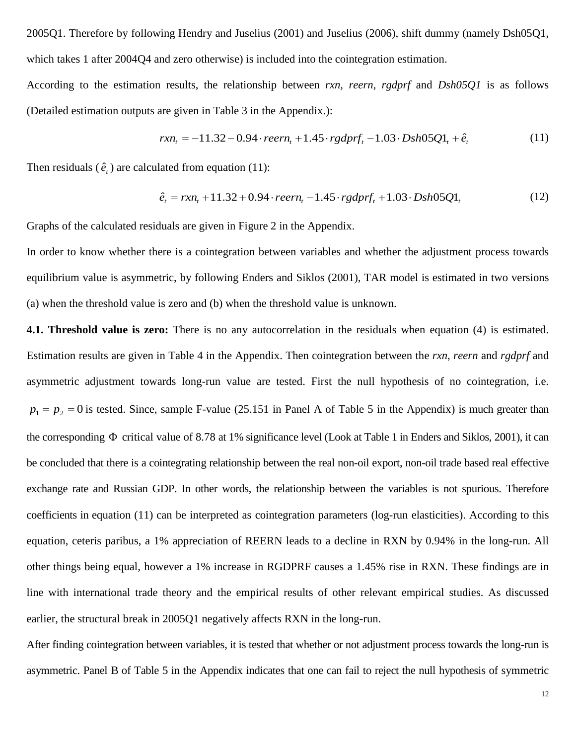2005Q1. Therefore by following Hendry and Juselius (2001) and Juselius (2006), shift dummy (namely Dsh05Q1, which takes 1 after 2004Q4 and zero otherwise) is included into the cointegration estimation.

According to the estimation results, the relationship between *rxn*, *reern*, *rgdprf* and *Dsh05Q1* is as follows (Detailed estimation outputs are given in Table 3 in the Appendix.):

$$rxn_t = -11.32 - 0.94 \cdot reern_t + 1.45 \cdot rgdprf_t - 1.03 \cdot Dsh05Q1_t + \hat{e}_t \tag{11}$$

Then residuals ($\hat{e}_t$) are calculated from equation (11):

$$\hat{e}_t = rxn_t + 11.32 + 0.94 \cdot reern_t - 1.45 \cdot rgdprf_t + 1.03 \cdot Dsh05Q1_t \tag{12}$$

Graphs of the calculated residuals are given in Figure 2 in the Appendix.

In order to know whether there is a cointegration between variables and whether the adjustment process towards equilibrium value is asymmetric, by following Enders and Siklos (2001), TAR model is estimated in two versions (a) when the threshold value is zero and (b) when the threshold value is unknown.

**4.1. Threshold value is zero:** There is no any autocorrelation in the residuals when equation (4) is estimated. Estimation results are given in Table 4 in the Appendix. Then cointegration between the *rxn*, *reern* and *rgdprf* and asymmetric adjustment towards long-run value are tested. First the null hypothesis of no cointegration, i.e. $p_1 = p_2 = 0$ is tested. Since, sample F-value (25.151 in Panel A of Table 5 in the Appendix) is much greater than the corresponding $\Phi$ critical value of 8.78 at 1% significance level (Look at Table 1 in Enders and Siklos, 2001), it can be concluded that there is a cointegrating relationship between the real non-oil export, non-oil trade based real effective exchange rate and Russian GDP. In other words, the relationship between the variables is not spurious. Therefore coefficients in equation (11) can be interpreted as cointegration parameters (log-run elasticities). According to this equation, ceteris paribus, a 1% appreciation of REERN leads to a decline in RXN by 0.94% in the long-run. All other things being equal, however a 1% increase in RGDPRF causes a 1.45% rise in RXN. These findings are in line with international trade theory and the empirical results of other relevant empirical studies. As discussed earlier, the structural break in 2005Q1 negatively affects RXN in the long-run.

After finding cointegration between variables, it is tested that whether or not adjustment process towards the long-run is asymmetric. Panel B of Table 5 in the Appendix indicates that one can fail to reject the null hypothesis of symmetric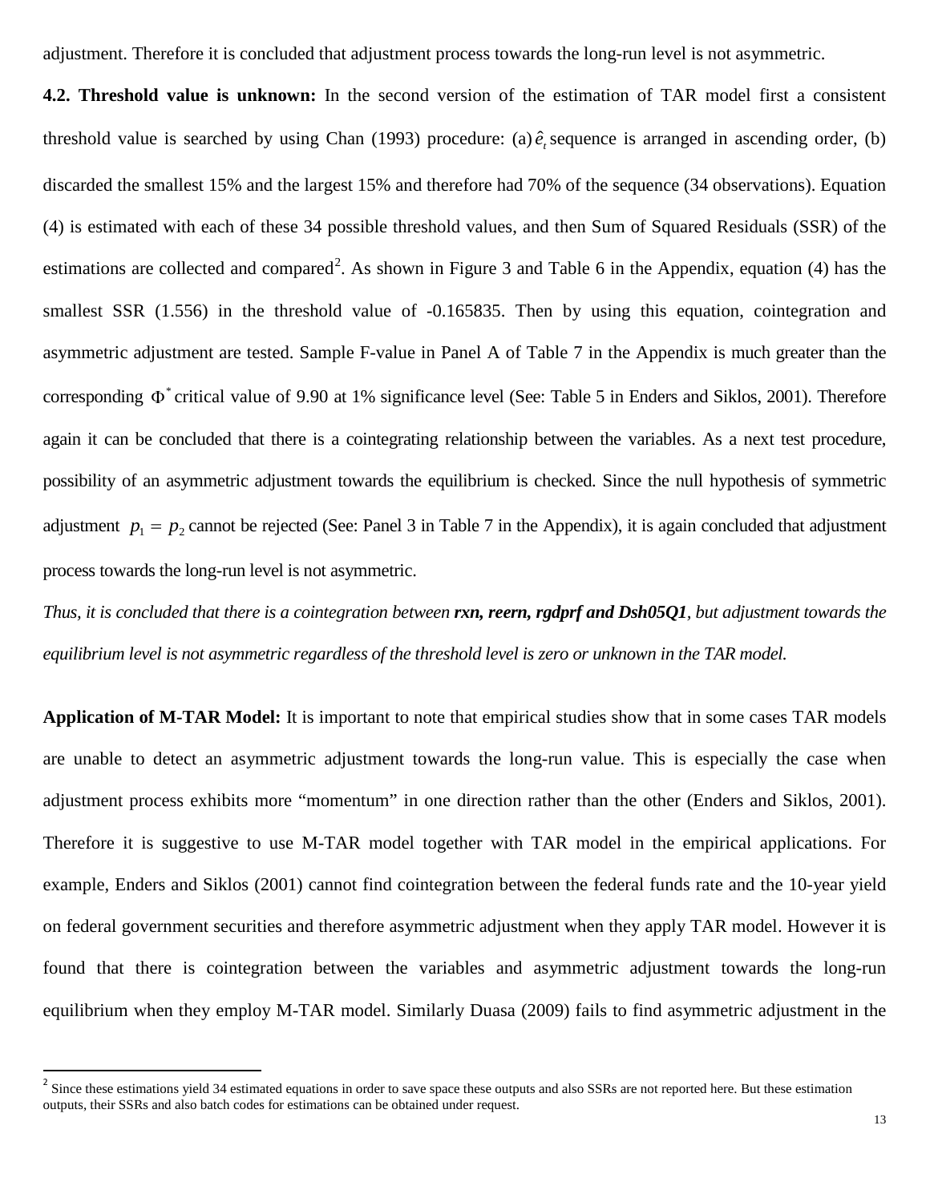adjustment. Therefore it is concluded that adjustment process towards the long-run level is not asymmetric.

**4.2. Threshold value is unknown:** In the second version of the estimation of TAR model first a consistent threshold value is searched by using Chan (1993) procedure: (a) $\hat{e}_t$ sequence is arranged in ascending order, (b) discarded the smallest 15% and the largest 15% and therefore had 70% of the sequence (34 observations). Equation (4) is estimated with each of these 34 possible threshold values, and then Sum of Squared Residuals (SSR) of the estimations are collected and compared[2]. As shown in Figure 3 and Table 6 in the Appendix, equation (4) has the smallest SSR (1.556) in the threshold value of -0.165835. Then by using this equation, cointegration and asymmetric adjustment are tested. Sample F-value in Panel A of Table 7 in the Appendix is much greater than the corresponding $\Phi^*$ critical value of 9.90 at 1% significance level (See: Table 5 in Enders and Siklos, 2001). Therefore again it can be concluded that there is a cointegrating relationship between the variables. As a next test procedure, possibility of an asymmetric adjustment towards the equilibrium is checked. Since the null hypothesis of symmetric adjustment $p_1 = p_2$ cannot be rejected (See: Panel 3 in Table 7 in the Appendix), it is again concluded that adjustment process towards the long-run level is not asymmetric.

*Thus, it is concluded that there is a cointegration between **rxn, reern, rgdprf and Dsh05Q1**, but adjustment towards the equilibrium level is not asymmetric regardless of the threshold level is zero or unknown in the TAR model.*

**Application of M-TAR Model:** It is important to note that empirical studies show that in some cases TAR models are unable to detect an asymmetric adjustment towards the long-run value. This is especially the case when adjustment process exhibits more "momentum" in one direction rather than the other (Enders and Siklos, 2001). Therefore it is suggestive to use M-TAR model together with TAR model in the empirical applications. For example, Enders and Siklos (2001) cannot find cointegration between the federal funds rate and the 10-year yield on federal government securities and therefore asymmetric adjustment when they apply TAR model. However it is found that there is cointegration between the variables and asymmetric adjustment towards the long-run equilibrium when they employ M-TAR model. Similarly Duasa (2009) fails to find asymmetric adjustment in the

[2] Since these estimations yield 34 estimated equations in order to save space these outputs and also SSRs are not reported here. But these estimation outputs, their SSRs and also batch codes for estimations can be obtained under request.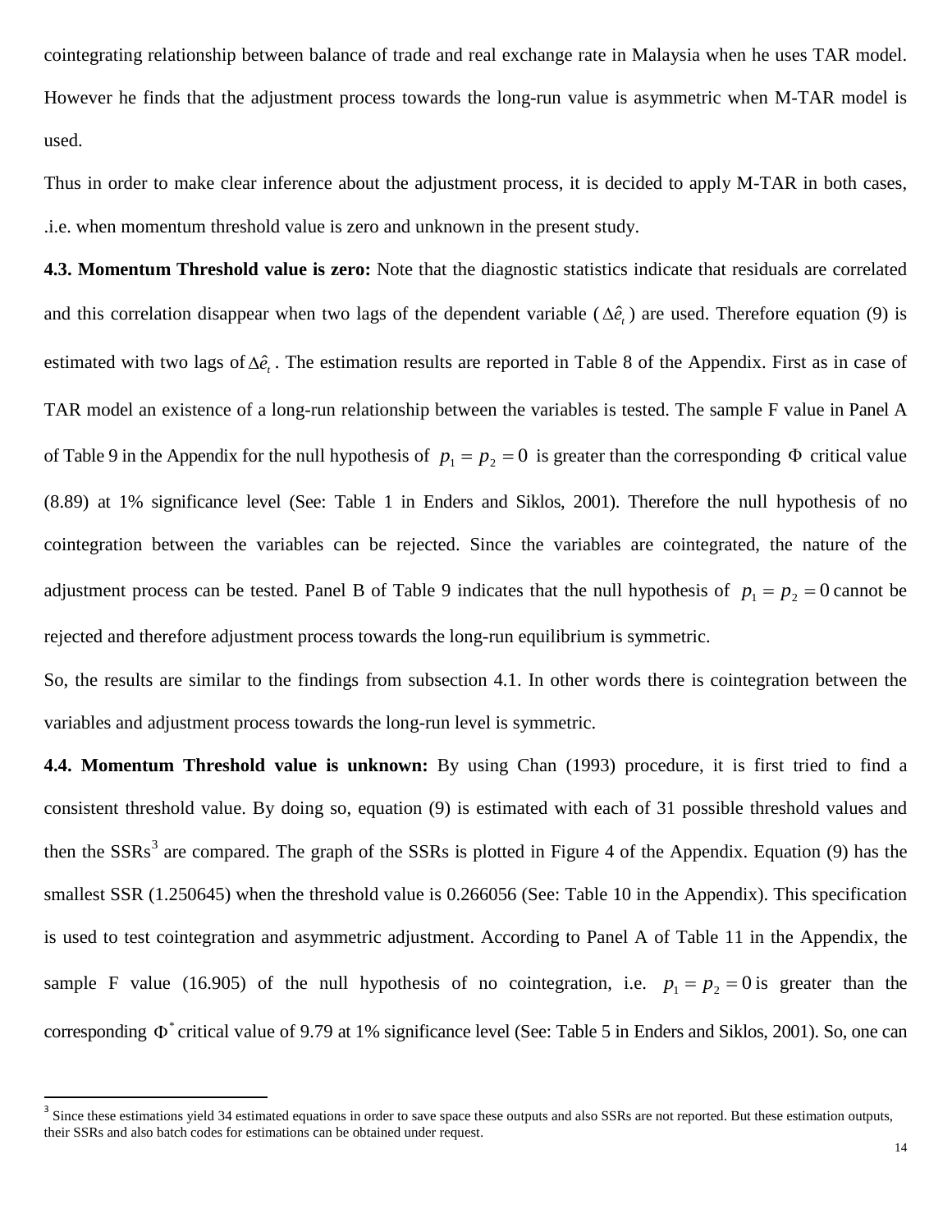cointegrating relationship between balance of trade and real exchange rate in Malaysia when he uses TAR model. However he finds that the adjustment process towards the long-run value is asymmetric when M-TAR model is used.

Thus in order to make clear inference about the adjustment process, it is decided to apply M-TAR in both cases, .i.e. when momentum threshold value is zero and unknown in the present study.

**4.3. Momentum Threshold value is zero:** Note that the diagnostic statistics indicate that residuals are correlated and this correlation disappear when two lags of the dependent variable ($\Delta\hat{e}_t$) are used. Therefore equation (9) is estimated with two lags of $\Delta\hat{e}_t$. The estimation results are reported in Table 8 of the Appendix. First as in case of TAR model an existence of a long-run relationship between the variables is tested. The sample F value in Panel A of Table 9 in the Appendix for the null hypothesis of $p_1 = p_2 = 0$ is greater than the corresponding $\Phi$ critical value (8.89) at 1% significance level (See: Table 1 in Enders and Siklos, 2001). Therefore the null hypothesis of no cointegration between the variables can be rejected. Since the variables are cointegrated, the nature of the adjustment process can be tested. Panel B of Table 9 indicates that the null hypothesis of $p_1 = p_2 = 0$ cannot be rejected and therefore adjustment process towards the long-run equilibrium is symmetric.

So, the results are similar to the findings from subsection 4.1. In other words there is cointegration between the variables and adjustment process towards the long-run level is symmetric.

**4.4. Momentum Threshold value is unknown:** By using Chan (1993) procedure, it is first tried to find a consistent threshold value. By doing so, equation (9) is estimated with each of 31 possible threshold values and then the SSRs[3] are compared. The graph of the SSRs is plotted in Figure 4 of the Appendix. Equation (9) has the smallest SSR (1.250645) when the threshold value is 0.266056 (See: Table 10 in the Appendix). This specification is used to test cointegration and asymmetric adjustment. According to Panel A of Table 11 in the Appendix, the sample F value (16.905) of the null hypothesis of no cointegration, i.e. $p_1 = p_2 = 0$ is greater than the corresponding $\Phi^*$ critical value of 9.79 at 1% significance level (See: Table 5 in Enders and Siklos, 2001). So, one can

[3] Since these estimations yield 34 estimated equations in order to save space these outputs and also SSRs are not reported. But these estimation outputs, their SSRs and also batch codes for estimations can be obtained under request.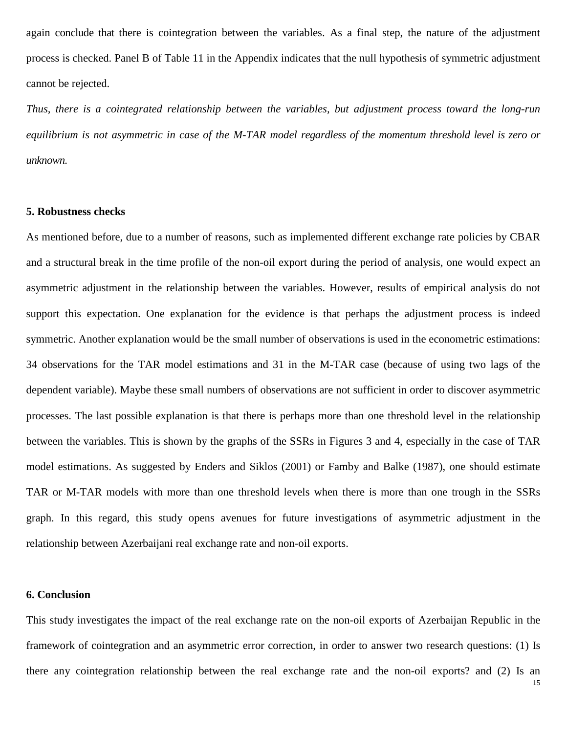again conclude that there is cointegration between the variables. As a final step, the nature of the adjustment process is checked. Panel B of Table 11 in the Appendix indicates that the null hypothesis of symmetric adjustment cannot be rejected.

*Thus, there is a cointegrated relationship between the variables, but adjustment process toward the long-run equilibrium is not asymmetric in case of the M-TAR model regardless of the momentum threshold level is zero or unknown.*

## 5. Robustness checks

As mentioned before, due to a number of reasons, such as implemented different exchange rate policies by CBAR and a structural break in the time profile of the non-oil export during the period of analysis, one would expect an asymmetric adjustment in the relationship between the variables. However, results of empirical analysis do not support this expectation. One explanation for the evidence is that perhaps the adjustment process is indeed symmetric. Another explanation would be the small number of observations is used in the econometric estimations: 34 observations for the TAR model estimations and 31 in the M-TAR case (because of using two lags of the dependent variable). Maybe these small numbers of observations are not sufficient in order to discover asymmetric processes. The last possible explanation is that there is perhaps more than one threshold level in the relationship between the variables. This is shown by the graphs of the SSRs in Figures 3 and 4, especially in the case of TAR model estimations. As suggested by Enders and Siklos (2001) or Famby and Balke (1987), one should estimate TAR or M-TAR models with more than one threshold levels when there is more than one trough in the SSRs graph. In this regard, this study opens avenues for future investigations of asymmetric adjustment in the relationship between Azerbaijani real exchange rate and non-oil exports.

## 6. Conclusion

This study investigates the impact of the real exchange rate on the non-oil exports of Azerbaijan Republic in the framework of cointegration and an asymmetric error correction, in order to answer two research questions: (1) Is there any cointegration relationship between the real exchange rate and the non-oil exports? and (2) Is an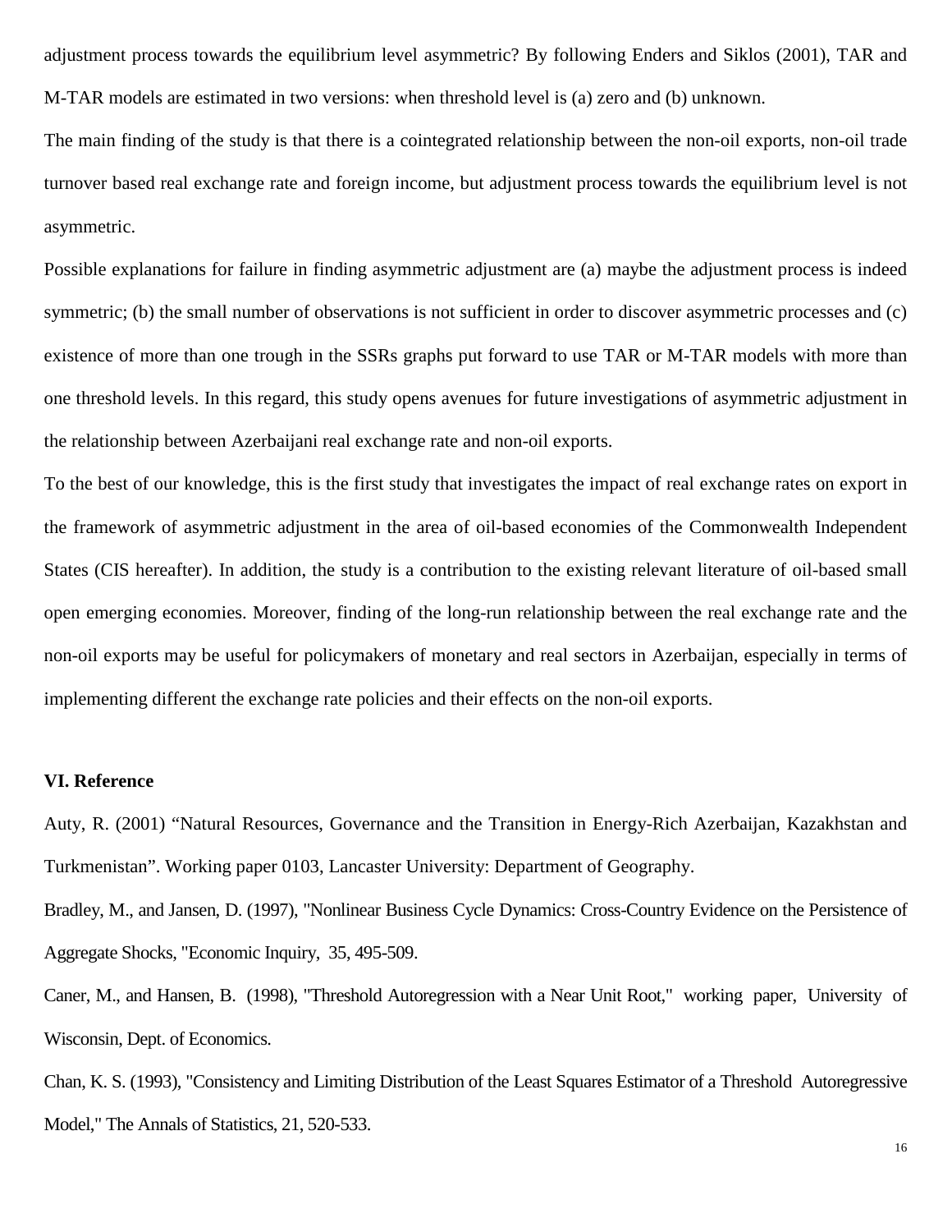adjustment process towards the equilibrium level asymmetric? By following Enders and Siklos (2001), TAR and M-TAR models are estimated in two versions: when threshold level is (a) zero and (b) unknown.

The main finding of the study is that there is a cointegrated relationship between the non-oil exports, non-oil trade turnover based real exchange rate and foreign income, but adjustment process towards the equilibrium level is not asymmetric.

Possible explanations for failure in finding asymmetric adjustment are (a) maybe the adjustment process is indeed symmetric; (b) the small number of observations is not sufficient in order to discover asymmetric processes and (c) existence of more than one trough in the SSRs graphs put forward to use TAR or M-TAR models with more than one threshold levels. In this regard, this study opens avenues for future investigations of asymmetric adjustment in the relationship between Azerbaijani real exchange rate and non-oil exports.

To the best of our knowledge, this is the first study that investigates the impact of real exchange rates on export in the framework of asymmetric adjustment in the area of oil-based economies of the Commonwealth Independent States (CIS hereafter). In addition, the study is a contribution to the existing relevant literature of oil-based small open emerging economies. Moreover, finding of the long-run relationship between the real exchange rate and the non-oil exports may be useful for policymakers of monetary and real sectors in Azerbaijan, especially in terms of implementing different the exchange rate policies and their effects on the non-oil exports.

## VI. Reference

Auty, R. (2001) "Natural Resources, Governance and the Transition in Energy-Rich Azerbaijan, Kazakhstan and Turkmenistan". Working paper 0103, Lancaster University: Department of Geography.

Bradley, M., and Jansen, D. (1997), "Nonlinear Business Cycle Dynamics: Cross-Country Evidence on the Persistence of Aggregate Shocks, "Economic Inquiry, 35, 495-509.

Caner, M., and Hansen, B. (1998), "Threshold Autoregression with a Near Unit Root," working paper, University of Wisconsin, Dept. of Economics.

Chan, K. S. (1993), "Consistency and Limiting Distribution of the Least Squares Estimator of a Threshold Autoregressive Model," The Annals of Statistics, 21, 520-533.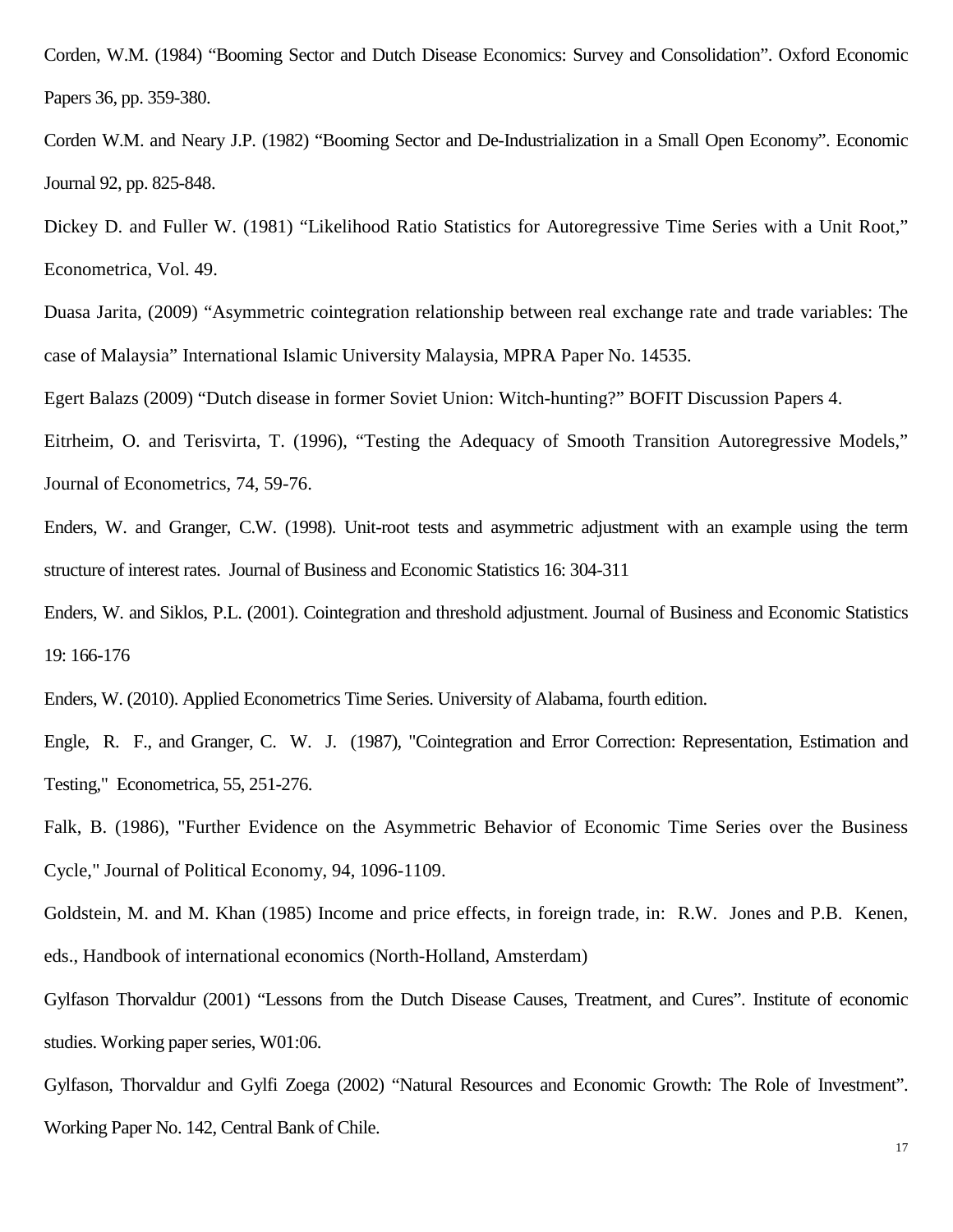Corden, W.M. (1984) “Booming Sector and Dutch Disease Economics: Survey and Consolidation”. Oxford Economic Papers 36, pp. 359-380.

Corden W.M. and Neary J.P. (1982) “Booming Sector and De-Industrialization in a Small Open Economy”. Economic Journal 92, pp. 825-848.

Dickey D. and Fuller W. (1981) “Likelihood Ratio Statistics for Autoregressive Time Series with a Unit Root,” Econometrica, Vol. 49.

Duasa Jarita, (2009) “Asymmetric cointegration relationship between real exchange rate and trade variables: The case of Malaysia” International Islamic University Malaysia, MPRA Paper No. 14535.

Egert Balazs (2009) “Dutch disease in former Soviet Union: Witch-hunting?” BOFIT Discussion Papers 4.

Eitrheim, O. and Terisvirta, T. (1996), “Testing the Adequacy of Smooth Transition Autoregressive Models,” Journal of Econometrics, 74, 59-76.

Enders, W. and Granger, C.W. (1998). Unit-root tests and asymmetric adjustment with an example using the term structure of interest rates. Journal of Business and Economic Statistics 16: 304-311

Enders, W. and Siklos, P.L. (2001). Cointegration and threshold adjustment. Journal of Business and Economic Statistics 19: 166-176

Enders, W. (2010). Applied Econometrics Time Series. University of Alabama, fourth edition.

Engle, R. F., and Granger, C. W. J. (1987), "Cointegration and Error Correction: Representation, Estimation and Testing," Econometrica, 55, 251-276.

Falk, B. (1986), "Further Evidence on the Asymmetric Behavior of Economic Time Series over the Business Cycle," Journal of Political Economy, 94, 1096-1109.

Goldstein, M. and M. Khan (1985) Income and price effects, in foreign trade, in: R.W. Jones and P.B. Kenen, eds., Handbook of international economics (North-Holland, Amsterdam)

Gylfason Thorvaldur (2001) “Lessons from the Dutch Disease Causes, Treatment, and Cures”. Institute of economic studies. Working paper series, W01:06.

Gylfason, Thorvaldur and Gylfi Zoega (2002) “Natural Resources and Economic Growth: The Role of Investment”. Working Paper No. 142, Central Bank of Chile.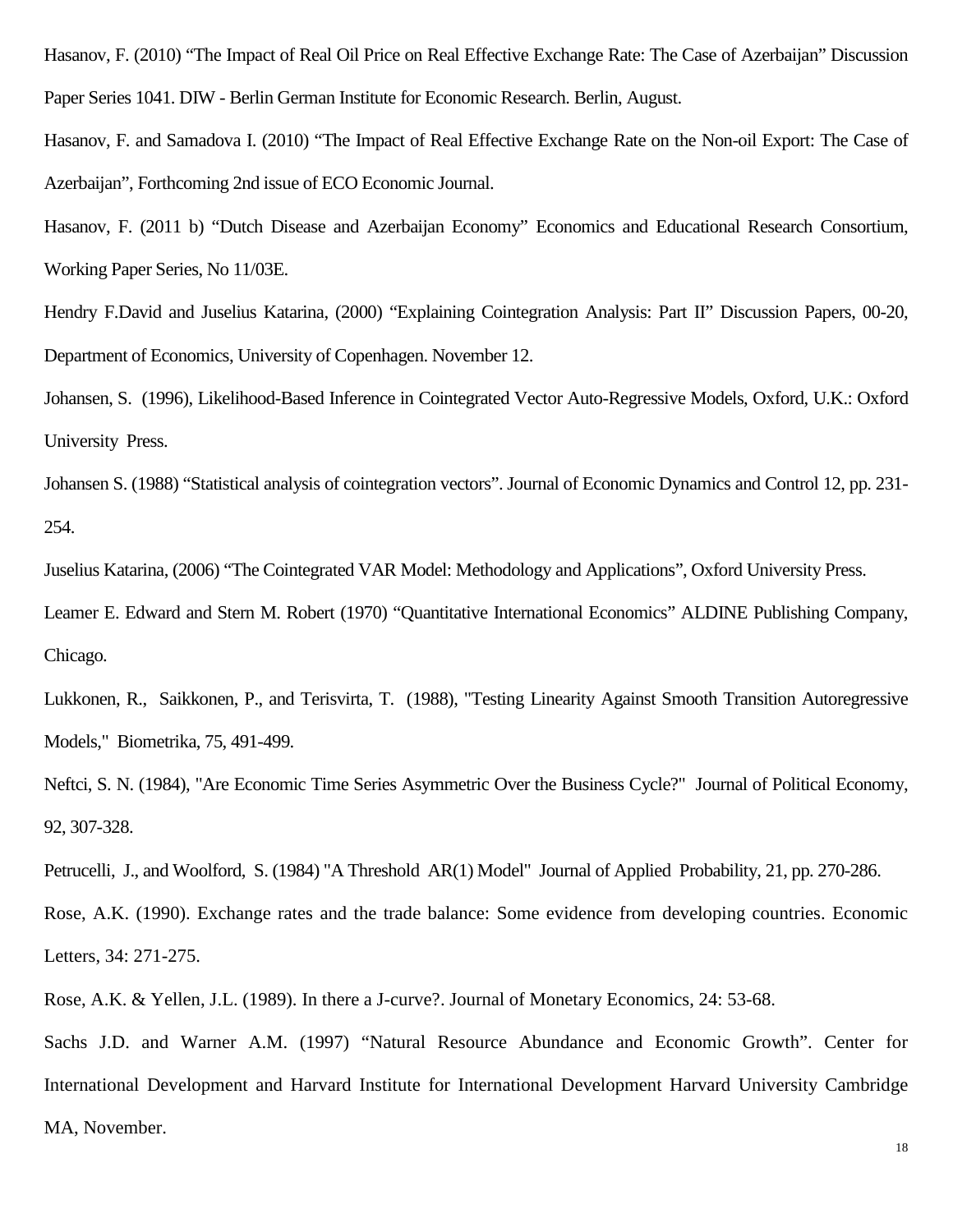Hasanov, F. (2010) “The Impact of Real Oil Price on Real Effective Exchange Rate: The Case of Azerbaijan” Discussion Paper Series 1041. DIW - Berlin German Institute for Economic Research. Berlin, August.

Hasanov, F. and Samadova I. (2010) “The Impact of Real Effective Exchange Rate on the Non-oil Export: The Case of Azerbaijan”, Forthcoming 2nd issue of ECO Economic Journal.

Hasanov, F. (2011 b) “Dutch Disease and Azerbaijan Economy” Economics and Educational Research Consortium, Working Paper Series, No 11/03E.

Hendry F.David and Juselius Katarina, (2000) “Explaining Cointegration Analysis: Part II” Discussion Papers, 00-20, Department of Economics, University of Copenhagen. November 12.

Johansen, S. (1996), Likelihood-Based Inference in Cointegrated Vector Auto-Regressive Models, Oxford, U.K.: Oxford University Press.

Johansen S. (1988) “Statistical analysis of cointegration vectors”. Journal of Economic Dynamics and Control 12, pp. 231-254.

Juselius Katarina, (2006) “The Cointegrated VAR Model: Methodology and Applications”, Oxford University Press.

Leamer E. Edward and Stern M. Robert (1970) “Quantitative International Economics” ALDINE Publishing Company, Chicago.

Lukkonen, R., Saikkonen, P., and Terisvirta, T. (1988), "Testing Linearity Against Smooth Transition Autoregressive Models," Biometrika, 75, 491-499.

Neftci, S. N. (1984), "Are Economic Time Series Asymmetric Over the Business Cycle?" Journal of Political Economy, 92, 307-328.

Petrucelli, J., and Woolford, S. (1984) "A Threshold AR(1) Model" Journal of Applied Probability, 21, pp. 270-286.

Rose, A.K. (1990). Exchange rates and the trade balance: Some evidence from developing countries. Economic Letters, 34: 271-275.

Rose, A.K. & Yellen, J.L. (1989). In there a J-curve?. Journal of Monetary Economics, 24: 53-68.

Sachs J.D. and Warner A.M. (1997) “Natural Resource Abundance and Economic Growth”. Center for International Development and Harvard Institute for International Development Harvard University Cambridge MA, November.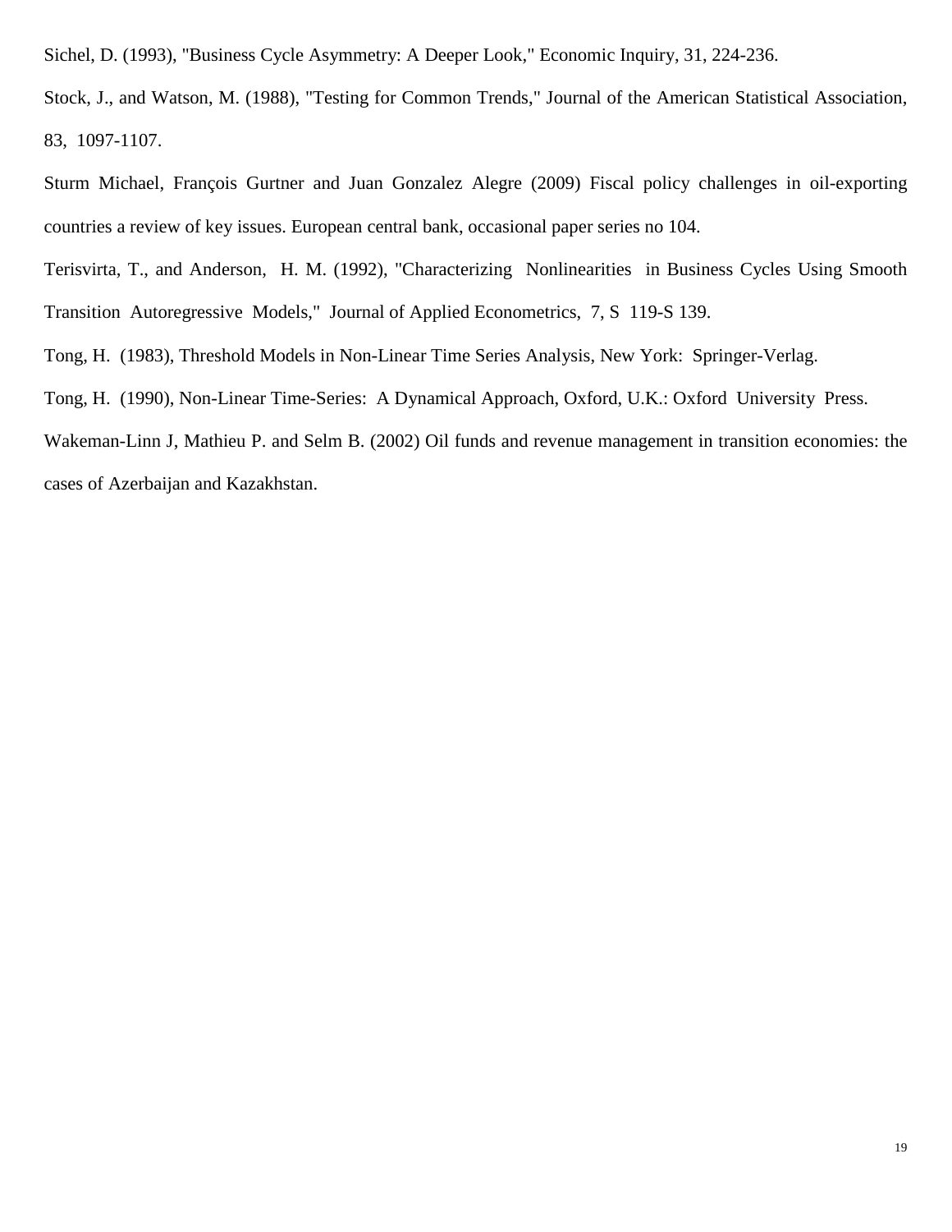Sichel, D. (1993), "Business Cycle Asymmetry: A Deeper Look," Economic Inquiry, 31, 224-236.

Stock, J., and Watson, M. (1988), "Testing for Common Trends," Journal of the American Statistical Association, 83, 1097-1107.

Sturm Michael, François Gurtner and Juan Gonzalez Alegre (2009) Fiscal policy challenges in oil-exporting countries a review of key issues. European central bank, occasional paper series no 104.

Terisvirta, T., and Anderson, H. M. (1992), "Characterizing Nonlinearities in Business Cycles Using Smooth Transition Autoregressive Models," Journal of Applied Econometrics, 7, S 119-S 139.

Tong, H. (1983), Threshold Models in Non-Linear Time Series Analysis, New York: Springer-Verlag.

Tong, H. (1990), Non-Linear Time-Series: A Dynamical Approach, Oxford, U.K.: Oxford University Press.

Wakeman-Linn J, Mathieu P. and Selm B. (2002) Oil funds and revenue management in transition economies: the cases of Azerbaijan and Kazakhstan.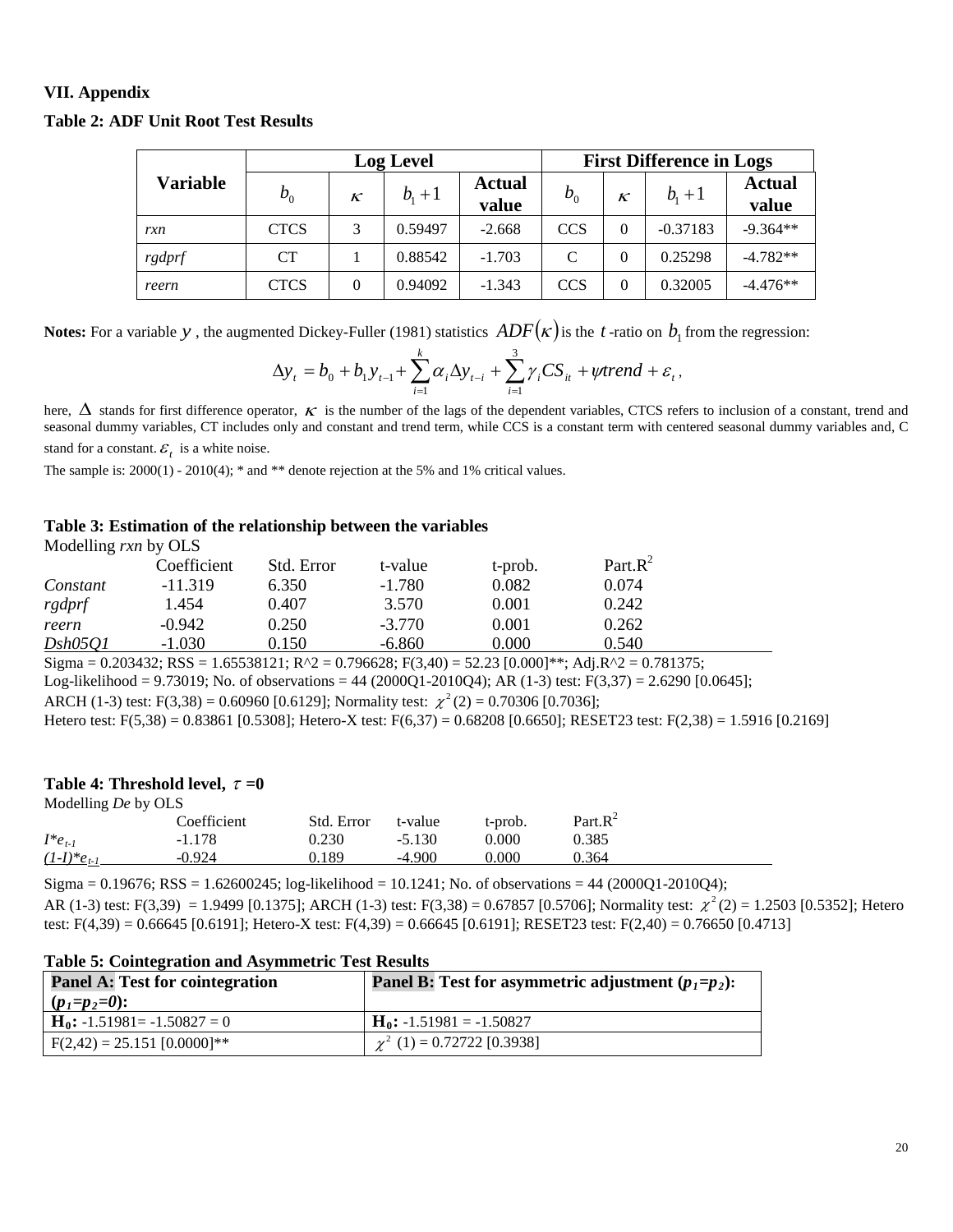## VII. Appendix

**Table 2: ADF Unit Root Test Results**

| Variable | Log Level | | | | First Difference in Logs | | | |
|---|---|---|---|---|---|---|---|---|
| | $b_0$ | $\kappa$ | $b_1+1$ | Actual value | $b_0$ | $\kappa$ | $b_1+1$ | Actual value |
| *rxn* | CTCS | 3 | 0.59497 | -2.668 | CCS | 0 | -0.37183 | -9.364** |
| *rgdprf* | CT | 1 | 0.88542 | -1.703 | C | 0 | 0.25298 | -4.782** |
| *reern* | CTCS | 0 | 0.94092 | -1.343 | CCS | 0 | 0.32005 | -4.476** |

**Notes:** For a variable $y$, the augmented Dickey-Fuller (1981) statistics $ADF(\kappa)$ is the $t$-ratio on $b_1$ from the regression:

$$\Delta y_t = b_0 + b_1 y_{t-1} + \sum_{i=1}^{k} \alpha_i \Delta y_{t-i} + \sum_{i=1}^{3} \gamma_i CS_{it} + \psi trend + \varepsilon_t,$$

here, $\Delta$ stands for first difference operator, $\kappa$ is the number of the lags of the dependent variables, CTCS refers to inclusion of a constant, trend and seasonal dummy variables, CT includes only and constant and trend term, while CCS is a constant term with centered seasonal dummy variables and, C stand for a constant. $\varepsilon_t$ is a white noise.

The sample is: 2000(1) - 2010(4); * and ** denote rejection at the 5% and 1% critical values.

**Table 3: Estimation of the relationship between the variables**

Modelling *rxn* by OLS

| | Coefficient | Std. Error | t-value | t-prob. | Part.$R^2$ |
|---|---|---|---|---|---|
| *Constant* | -11.319 | 6.350 | -1.780 | 0.082 | 0.074 |
| *rgdprf* | 1.454 | 0.407 | 3.570 | 0.001 | 0.242 |
| *reern* | -0.942 | 0.250 | -3.770 | 0.001 | 0.262 |
| *Dsh05Q1* | -1.030 | 0.150 | -6.860 | 0.000 | 0.540 |

Sigma = 0.203432; RSS = 1.65538121; R^2 = 0.796628; F(3,40) = 52.23 [0.000]**; Adj.R^2 = 0.781375;
Log-likelihood = 9.73019; No. of observations = 44 (2000Q1-2010Q4); AR (1-3) test: F(3,37) = 2.6290 [0.0645];
ARCH (1-3) test: F(3,38) = 0.60960 [0.6129]; Normality test: $\chi^2(2)$ = 0.70306 [0.7036];
Hetero test: F(5,38) = 0.83861 [0.5308]; Hetero-X test: F(6,37) = 0.68208 [0.6650]; RESET23 test: F(2,38) = 1.5916 [0.2169]

**Table 4: Threshold level, $\tau$ =0**

Modelling *De* by OLS

| | Coefficient | Std. Error | t-value | t-prob. | Part.$R^2$ |
|---|---|---|---|---|---|
| $I^*e_{t-1}$ | -1.178 | 0.230 | -5.130 | 0.000 | 0.385 |
| $(1-I)^*e_{t-1}$ | -0.924 | 0.189 | -4.900 | 0.000 | 0.364 |

Sigma = 0.19676; RSS = 1.62600245; log-likelihood = 10.1241; No. of observations = 44 (2000Q1-2010Q4);
AR (1-3) test: F(3,39) = 1.9499 [0.1375]; ARCH (1-3) test: F(3,38) = 0.67857 [0.5706]; Normality test: $\chi^2(2)$ = 1.2503 [0.5352]; Hetero test: F(4,39) = 0.66645 [0.6191]; Hetero-X test: F(4,39) = 0.66645 [0.6191]; RESET23 test: F(2,40) = 0.76650 [0.4713]

**Table 5: Cointegration and Asymmetric Test Results**

| **Panel A:** Test for cointegration ($p_1=p_2=0$): | **Panel B:** Test for asymmetric adjustment ($p_1=p_2$): |
|---|---|
| **H$_0$:** -1.51981= -1.50827 = 0 | **H$_0$:** -1.51981 = -1.50827 |
| F(2,42) = 25.151 [0.0000]** | $\chi^2$ (1) = 0.72722 [0.3938] |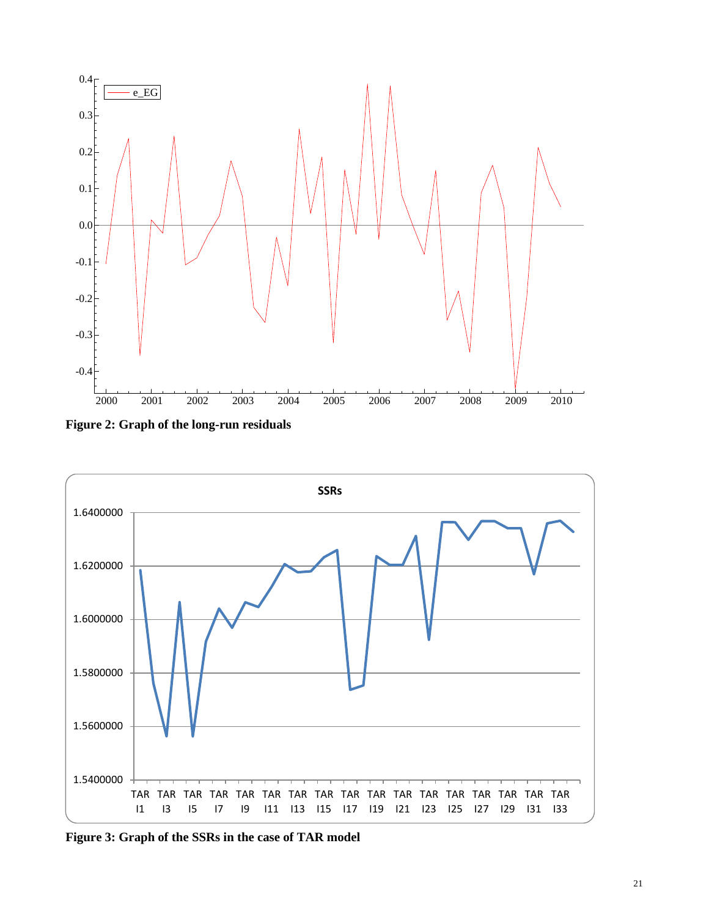**Figure 2: Graph of the long-run residuals**

**Figure 3: Graph of the SSRs in the case of TAR model**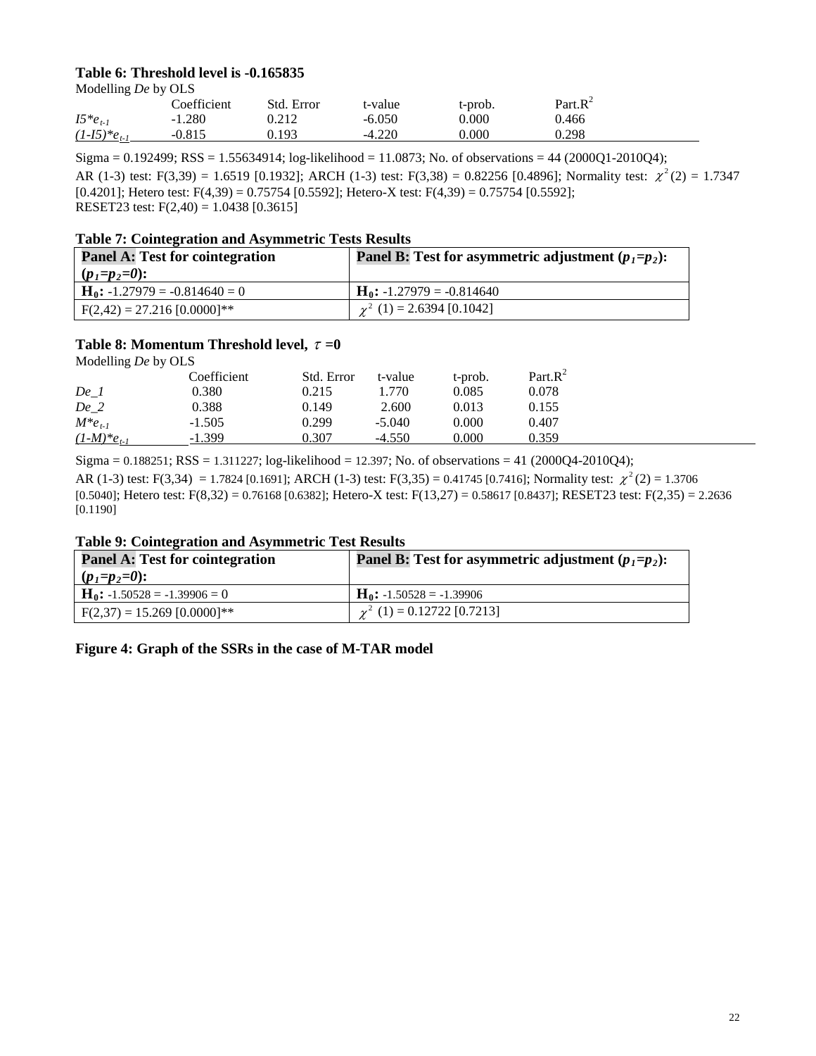**Table 6: Threshold level is -0.165835**

Modelling *De* by OLS

| | Coefficient | Std. Error | t-value | t-prob. | Part.$R^2$ |
|---|---|---|---|---|---|
| $I5{*}e_{t-1}$ | -1.280 | 0.212 | -6.050 | 0.000 | 0.466 |
| $(1-I5){*}e_{t-1}$ | -0.815 | 0.193 | -4.220 | 0.000 | 0.298 |

Sigma = 0.192499; RSS = 1.55634914; log-likelihood = 11.0873; No. of observations = 44 (2000Q1-2010Q4);
AR (1-3) test: F(3,39) = 1.6519 [0.1932]; ARCH (1-3) test: F(3,38) = 0.82256 [0.4896]; Normality test: $\chi^2(2)$ = 1.7347 [0.4201]; Hetero test: F(4,39) = 0.75754 [0.5592]; Hetero-X test: F(4,39) = 0.75754 [0.5592];
RESET23 test: F(2,40) = 1.0438 [0.3615]

**Table 7: Cointegration and Asymmetric Tests Results**

| **Panel A:** Test for cointegration ($p_1$=$p_2$=0): | **Panel B:** Test for asymmetric adjustment ($p_1$=$p_2$): |
|---|---|
| $\mathbf{H_0}$: -1.27979 = -0.814640 = 0 | $\mathbf{H_0}$: -1.27979 = -0.814640 |
| F(2,42) = 27.216 [0.0000]** | $\chi^2$ (1) = 2.6394 [0.1042] |

**Table 8: Momentum Threshold level, $\tau$ =0**

Modelling *De* by OLS

| | Coefficient | Std. Error | t-value | t-prob. | Part.$R^2$ |
|---|---|---|---|---|---|
| *De_1* | 0.380 | 0.215 | 1.770 | 0.085 | 0.078 |
| *De_2* | 0.388 | 0.149 | 2.600 | 0.013 | 0.155 |
| $M{*}e_{t-1}$ | -1.505 | 0.299 | -5.040 | 0.000 | 0.407 |
| $(1-M){*}e_{t-1}$ | -1.399 | 0.307 | -4.550 | 0.000 | 0.359 |

Sigma = 0.188251; RSS = 1.311227; log-likelihood = 12.397; No. of observations = 41 (2000Q4-2010Q4);
AR (1-3) test: F(3,34) = 1.7824 [0.1691]; ARCH (1-3) test: F(3,35) = 0.41745 [0.7416]; Normality test: $\chi^2(2)$ = 1.3706 [0.5040]; Hetero test: F(8,32) = 0.76168 [0.6382]; Hetero-X test: F(13,27) = 0.58617 [0.8437]; RESET23 test: F(2,35) = 2.2636 [0.1190]

**Table 9: Cointegration and Asymmetric Test Results**

| **Panel A:** Test for cointegration ($p_1$=$p_2$=0): | **Panel B:** Test for asymmetric adjustment ($p_1$=$p_2$): |
|---|---|
| $\mathbf{H_0}$: -1.50528 = -1.39906 = 0 | $\mathbf{H_0}$: -1.50528 = -1.39906 |
| F(2,37) = 15.269 [0.0000]** | $\chi^2$ (1) = 0.12722 [0.7213] |

**Figure 4: Graph of the SSRs in the case of M-TAR model**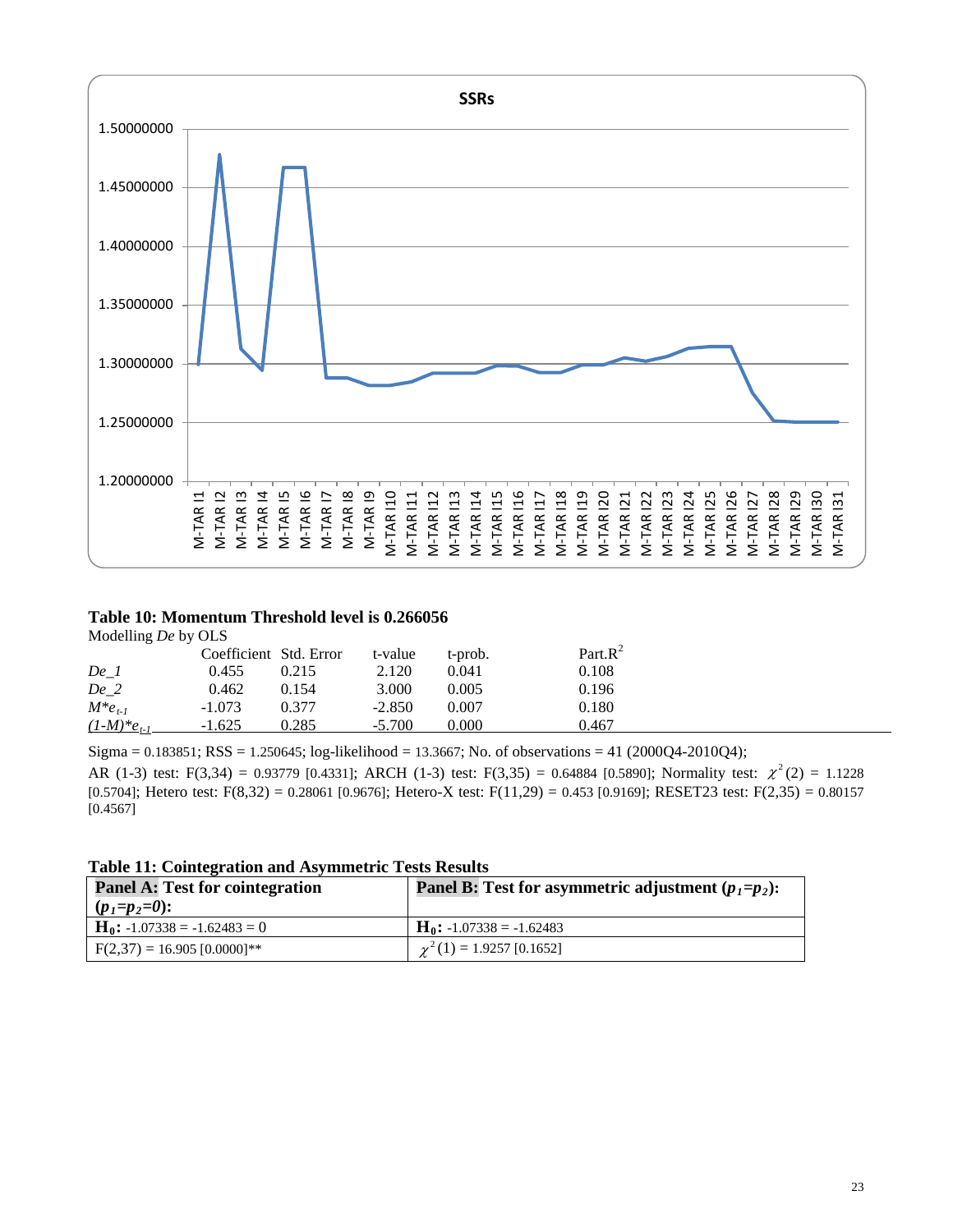SSRs

1.50000000
1.45000000
1.40000000
1.35000000
1.30000000
1.25000000
1.20000000

M-TAR I1 M-TAR I2 M-TAR I3 M-TAR I4 M-TAR I5 M-TAR I6 M-TAR I7 M-TAR I8 M-TAR I9 M-TAR I10 M-TAR I11 M-TAR I12 M-TAR I13 M-TAR I14 M-TAR I15 M-TAR I16 M-TAR I17 M-TAR I18 M-TAR I19 M-TAR I20 M-TAR I21 M-TAR I22 M-TAR I23 M-TAR I24 M-TAR I25 M-TAR I26 M-TAR I27 M-TAR I28 M-TAR I29 M-TAR I30 M-TAR I31

**Table 10: Momentum Threshold level is 0.266056**

Modelling *De* by OLS

| | Coefficient | Std. Error | t-value | t-prob. | Part.$R^2$ |
|---|---|---|---|---|---|
| *De_1* | 0.455 | 0.215 | 2.120 | 0.041 | 0.108 |
| *De_2* | 0.462 | 0.154 | 3.000 | 0.005 | 0.196 |
| $M^*e_{t-1}$ | -1.073 | 0.377 | -2.850 | 0.007 | 0.180 |
| $(1-M)^*e_{t-1}$ | -1.625 | 0.285 | -5.700 | 0.000 | 0.467 |

Sigma = 0.183851; RSS = 1.250645; log-likelihood = 13.3667; No. of observations = 41 (2000Q4-2010Q4);

AR (1-3) test: F(3,34) = 0.93779 [0.4331]; ARCH (1-3) test: F(3,35) = 0.64884 [0.5890]; Normality test: $\chi^2(2)$ = 1.1228 [0.5704]; Hetero test: F(8,32) = 0.28061 [0.9676]; Hetero-X test: F(11,29) = 0.453 [0.9169]; RESET23 test: F(2,35) = 0.80157 [0.4567]

**Table 11: Cointegration and Asymmetric Tests Results**

| **Panel A:** Test for cointegration ($p_1$=$p_2$=0): | **Panel B:** Test for asymmetric adjustment ($p_1$=$p_2$): |
|---|---|
| $\mathbf{H_0}$: -1.07338 = -1.62483 = 0 | $\mathbf{H_0}$: -1.07338 = -1.62483 |
| F(2,37) = 16.905 [0.0000]** | $\chi^2(1)$ = 1.9257 [0.1652] |